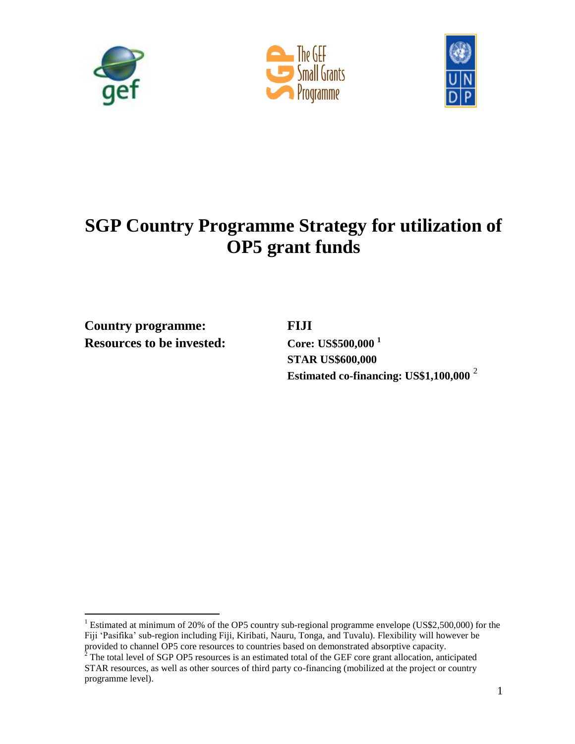# SGP Country Programme Strategy for utilization of OP5 grant funds

**Country programme:** **FIJI**

**Resources to be invested:** **Core: US$500,000** [1]

**STAR US$600,000**

**Estimated co-financing: US$1,100,000** [2]

---

[1] Estimated at minimum of 20% of the OP5 country sub-regional programme envelope (US$2,500,000) for the Fiji 'Pasifika' sub-region including Fiji, Kiribati, Nauru, Tonga, and Tuvalu). Flexibility will however be provided to channel OP5 core resources to countries based on demonstrated absorptive capacity.

[2] The total level of SGP OP5 resources is an estimated total of the GEF core grant allocation, anticipated STAR resources, as well as other sources of third party co-financing (mobilized at the project or country programme level).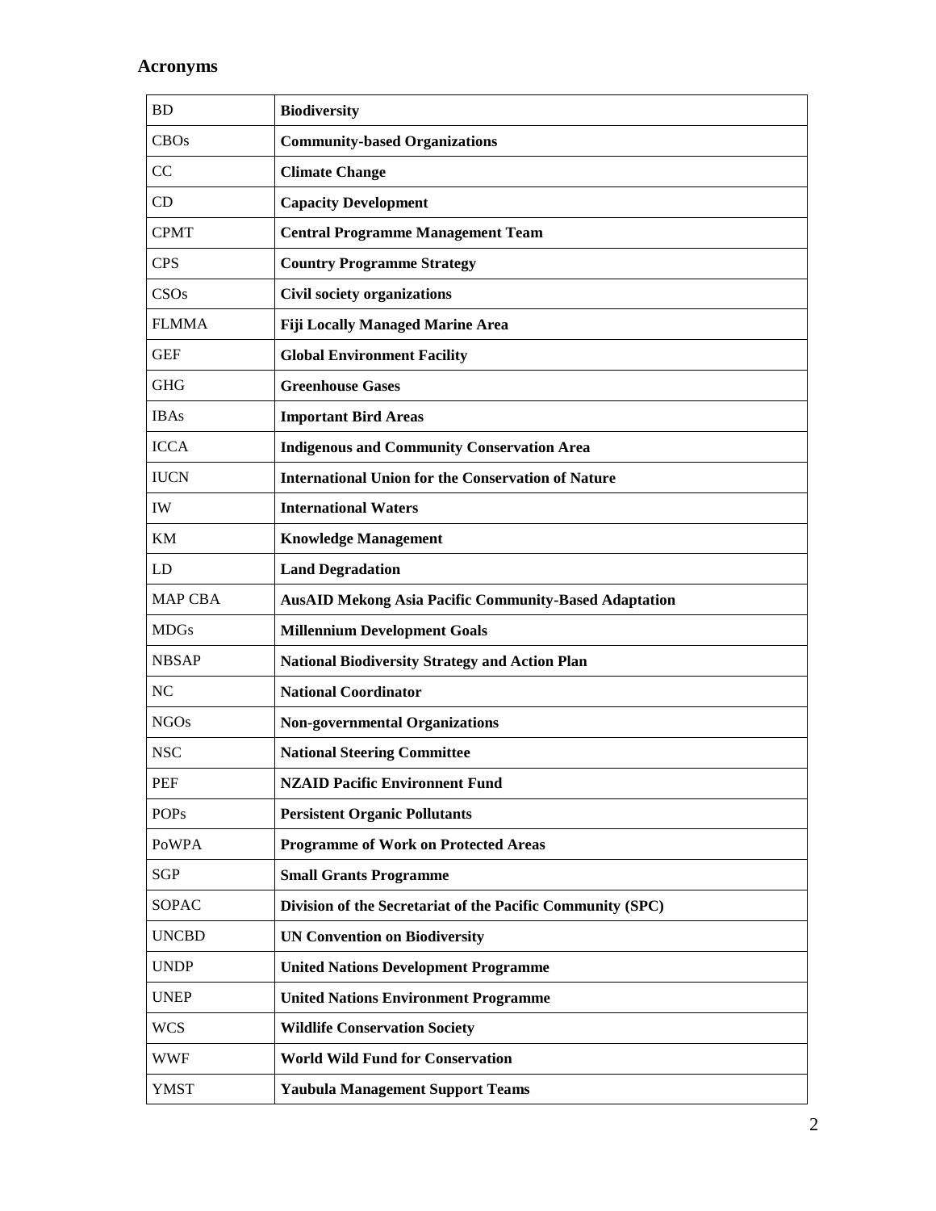## Acronyms

| BD | **Biodiversity** |
|---|---|
| CBOs | **Community-based Organizations** |
| CC | **Climate Change** |
| CD | **Capacity Development** |
| CPMT | **Central Programme Management Team** |
| CPS | **Country Programme Strategy** |
| CSOs | **Civil society organizations** |
| FLMMA | **Fiji Locally Managed Marine Area** |
| GEF | **Global Environment Facility** |
| GHG | **Greenhouse Gases** |
| IBAs | **Important Bird Areas** |
| ICCA | **Indigenous and Community Conservation Area** |
| IUCN | **International Union for the Conservation of Nature** |
| IW | **International Waters** |
| KM | **Knowledge Management** |
| LD | **Land Degradation** |
| MAP CBA | **AusAID Mekong Asia Pacific Community-Based Adaptation** |
| MDGs | **Millennium Development Goals** |
| NBSAP | **National Biodiversity Strategy and Action Plan** |
| NC | **National Coordinator** |
| NGOs | **Non-governmental Organizations** |
| NSC | **National Steering Committee** |
| PEF | **NZAID Pacific Environnent Fund** |
| POPs | **Persistent Organic Pollutants** |
| PoWPA | **Programme of Work on Protected Areas** |
| SGP | **Small Grants Programme** |
| SOPAC | **Division of the Secretariat of the Pacific Community (SPC)** |
| UNCBD | **UN Convention on Biodiversity** |
| UNDP | **United Nations Development Programme** |
| UNEP | **United Nations Environment Programme** |
| WCS | **Wildlife Conservation Society** |
| WWF | **World Wild Fund for Conservation** |
| YMST | **Yaubula Management Support Teams** |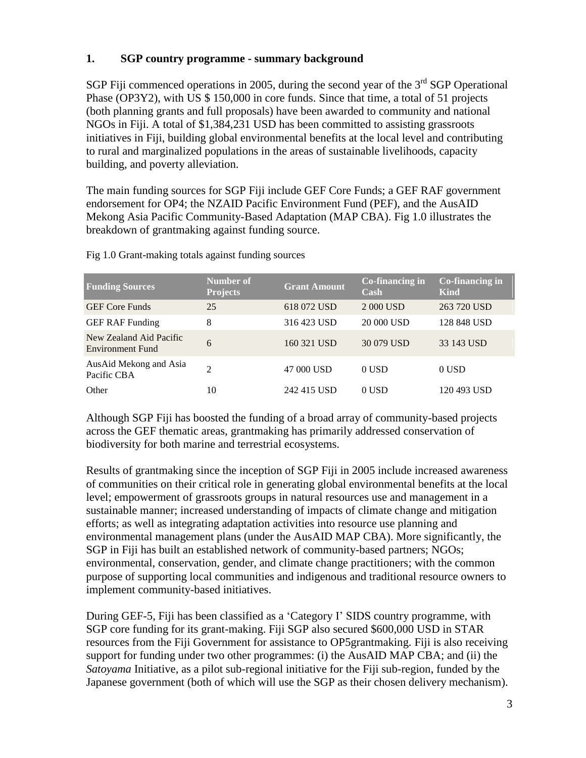## 1. SGP country programme - summary background

SGP Fiji commenced operations in 2005, during the second year of the 3rd SGP Operational Phase (OP3Y2), with US $ 150,000 in core funds. Since that time, a total of 51 projects (both planning grants and full proposals) have been awarded to community and national NGOs in Fiji. A total of $1,384,231 USD has been committed to assisting grassroots initiatives in Fiji, building global environmental benefits at the local level and contributing to rural and marginalized populations in the areas of sustainable livelihoods, capacity building, and poverty alleviation.

The main funding sources for SGP Fiji include GEF Core Funds; a GEF RAF government endorsement for OP4; the NZAID Pacific Environment Fund (PEF), and the AusAID Mekong Asia Pacific Community-Based Adaptation (MAP CBA). Fig 1.0 illustrates the breakdown of grantmaking against funding source.

Fig 1.0 Grant-making totals against funding sources

| Funding Sources | Number of Projects | Grant Amount | Co-financing in Cash | Co-financing in Kind |
|---|---|---|---|---|
| GEF Core Funds | 25 | 618 072 USD | 2 000 USD | 263 720 USD |
| GEF RAF Funding | 8 | 316 423 USD | 20 000 USD | 128 848 USD |
| New Zealand Aid Pacific Environment Fund | 6 | 160 321 USD | 30 079 USD | 33 143 USD |
| AusAid Mekong and Asia Pacific CBA | 2 | 47 000 USD | 0 USD | 0 USD |
| Other | 10 | 242 415 USD | 0 USD | 120 493 USD |

Although SGP Fiji has boosted the funding of a broad array of community-based projects across the GEF thematic areas, grantmaking has primarily addressed conservation of biodiversity for both marine and terrestrial ecosystems.

Results of grantmaking since the inception of SGP Fiji in 2005 include increased awareness of communities on their critical role in generating global environmental benefits at the local level; empowerment of grassroots groups in natural resources use and management in a sustainable manner; increased understanding of impacts of climate change and mitigation efforts; as well as integrating adaptation activities into resource use planning and environmental management plans (under the AusAID MAP CBA). More significantly, the SGP in Fiji has built an established network of community-based partners; NGOs; environmental, conservation, gender, and climate change practitioners; with the common purpose of supporting local communities and indigenous and traditional resource owners to implement community-based initiatives.

During GEF-5, Fiji has been classified as a 'Category I' SIDS country programme, with SGP core funding for its grant-making. Fiji SGP also secured $600,000 USD in STAR resources from the Fiji Government for assistance to OP5grantmaking. Fiji is also receiving support for funding under two other programmes: (i) the AusAID MAP CBA; and (ii) the *Satoyama* Initiative, as a pilot sub-regional initiative for the Fiji sub-region, funded by the Japanese government (both of which will use the SGP as their chosen delivery mechanism).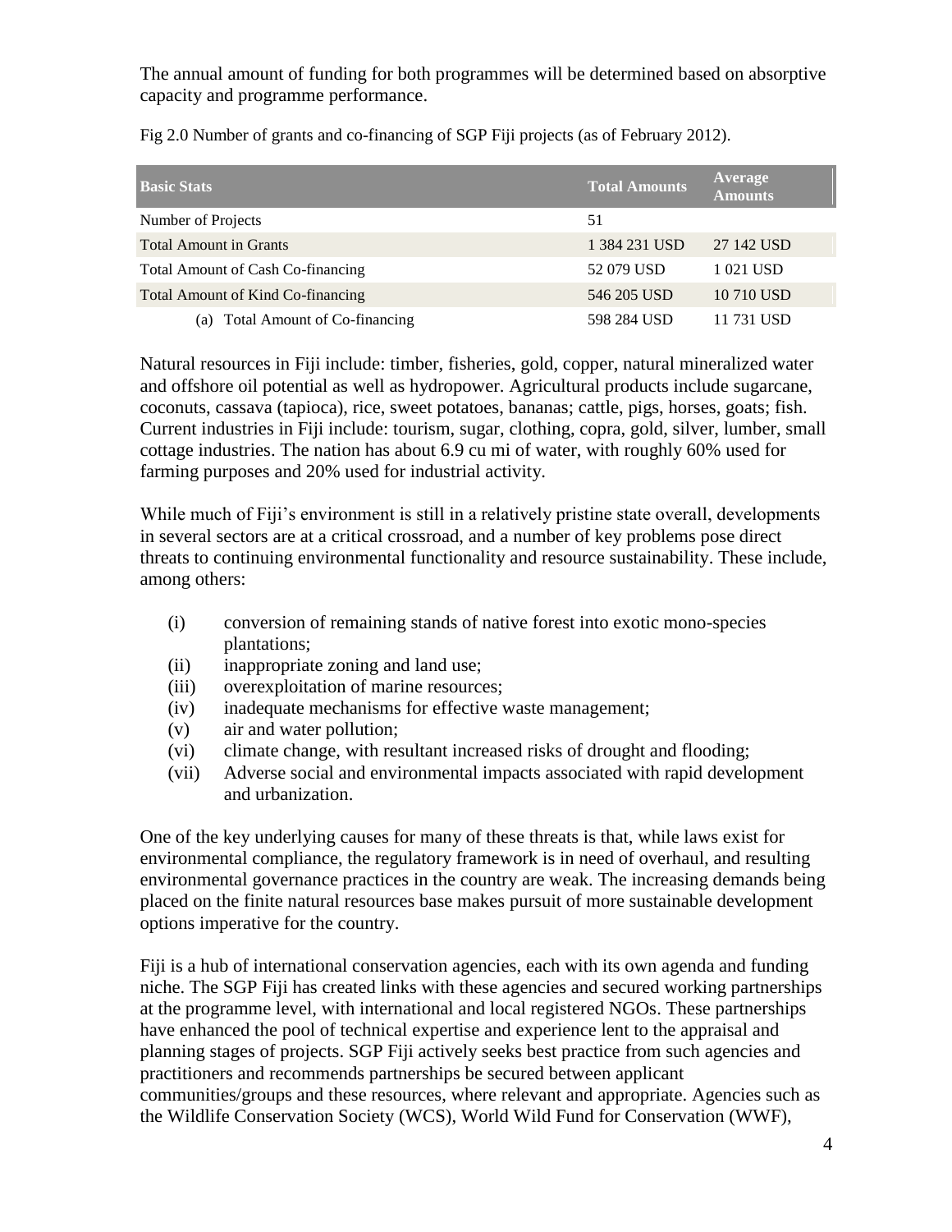The annual amount of funding for both programmes will be determined based on absorptive capacity and programme performance.

Fig 2.0 Number of grants and co-financing of SGP Fiji projects (as of February 2012).

| Basic Stats | Total Amounts | Average Amounts |
|---|---|---|
| Number of Projects | 51 | |
| Total Amount in Grants | 1 384 231 USD | 27 142 USD |
| Total Amount of Cash Co-financing | 52 079 USD | 1 021 USD |
| Total Amount of Kind Co-financing | 546 205 USD | 10 710 USD |
| (a) Total Amount of Co-financing | 598 284 USD | 11 731 USD |

Natural resources in Fiji include: timber, fisheries, gold, copper, natural mineralized water and offshore oil potential as well as hydropower. Agricultural products include sugarcane, coconuts, cassava (tapioca), rice, sweet potatoes, bananas; cattle, pigs, horses, goats; fish. Current industries in Fiji include: tourism, sugar, clothing, copra, gold, silver, lumber, small cottage industries. The nation has about 6.9 cu mi of water, with roughly 60% used for farming purposes and 20% used for industrial activity.

While much of Fiji's environment is still in a relatively pristine state overall, developments in several sectors are at a critical crossroad, and a number of key problems pose direct threats to continuing environmental functionality and resource sustainability. These include, among others:

(i) conversion of remaining stands of native forest into exotic mono-species plantations;
(ii) inappropriate zoning and land use;
(iii) overexploitation of marine resources;
(iv) inadequate mechanisms for effective waste management;
(v) air and water pollution;
(vi) climate change, with resultant increased risks of drought and flooding;
(vii) Adverse social and environmental impacts associated with rapid development and urbanization.

One of the key underlying causes for many of these threats is that, while laws exist for environmental compliance, the regulatory framework is in need of overhaul, and resulting environmental governance practices in the country are weak. The increasing demands being placed on the finite natural resources base makes pursuit of more sustainable development options imperative for the country.

Fiji is a hub of international conservation agencies, each with its own agenda and funding niche. The SGP Fiji has created links with these agencies and secured working partnerships at the programme level, with international and local registered NGOs. These partnerships have enhanced the pool of technical expertise and experience lent to the appraisal and planning stages of projects. SGP Fiji actively seeks best practice from such agencies and practitioners and recommends partnerships be secured between applicant communities/groups and these resources, where relevant and appropriate. Agencies such as the Wildlife Conservation Society (WCS), World Wild Fund for Conservation (WWF),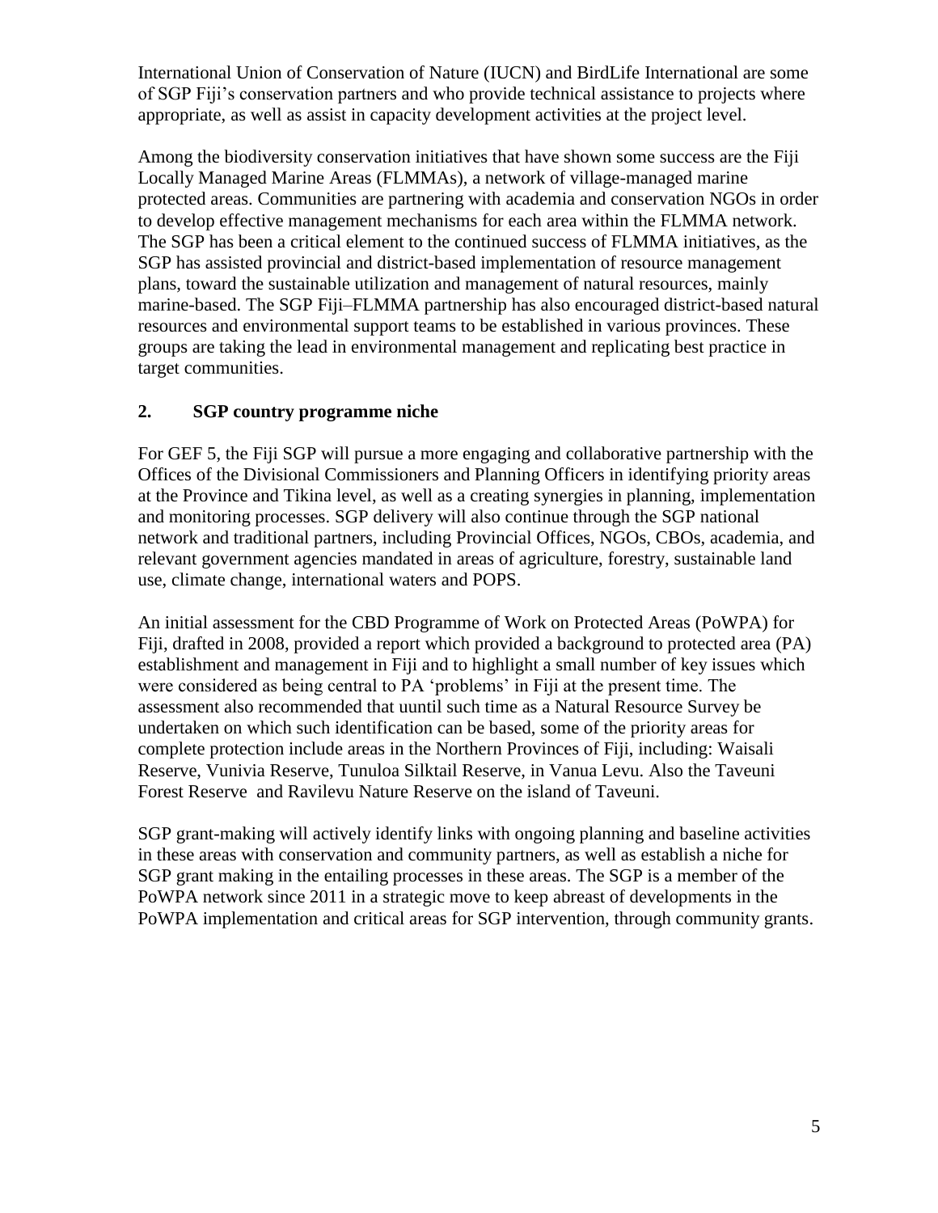International Union of Conservation of Nature (IUCN) and BirdLife International are some of SGP Fiji's conservation partners and who provide technical assistance to projects where appropriate, as well as assist in capacity development activities at the project level.

Among the biodiversity conservation initiatives that have shown some success are the Fiji Locally Managed Marine Areas (FLMMAs), a network of village-managed marine protected areas. Communities are partnering with academia and conservation NGOs in order to develop effective management mechanisms for each area within the FLMMA network. The SGP has been a critical element to the continued success of FLMMA initiatives, as the SGP has assisted provincial and district-based implementation of resource management plans, toward the sustainable utilization and management of natural resources, mainly marine-based. The SGP Fiji–FLMMA partnership has also encouraged district-based natural resources and environmental support teams to be established in various provinces. These groups are taking the lead in environmental management and replicating best practice in target communities.

## 2. SGP country programme niche

For GEF 5, the Fiji SGP will pursue a more engaging and collaborative partnership with the Offices of the Divisional Commissioners and Planning Officers in identifying priority areas at the Province and Tikina level, as well as a creating synergies in planning, implementation and monitoring processes. SGP delivery will also continue through the SGP national network and traditional partners, including Provincial Offices, NGOs, CBOs, academia, and relevant government agencies mandated in areas of agriculture, forestry, sustainable land use, climate change, international waters and POPS.

An initial assessment for the CBD Programme of Work on Protected Areas (PoWPA) for Fiji, drafted in 2008, provided a report which provided a background to protected area (PA) establishment and management in Fiji and to highlight a small number of key issues which were considered as being central to PA 'problems' in Fiji at the present time. The assessment also recommended that uuntil such time as a Natural Resource Survey be undertaken on which such identification can be based, some of the priority areas for complete protection include areas in the Northern Provinces of Fiji, including: Waisali Reserve, Vunivia Reserve, Tunuloa Silktail Reserve, in Vanua Levu. Also the Taveuni Forest Reserve and Ravilevu Nature Reserve on the island of Taveuni.

SGP grant-making will actively identify links with ongoing planning and baseline activities in these areas with conservation and community partners, as well as establish a niche for SGP grant making in the entailing processes in these areas. The SGP is a member of the PoWPA network since 2011 in a strategic move to keep abreast of developments in the PoWPA implementation and critical areas for SGP intervention, through community grants.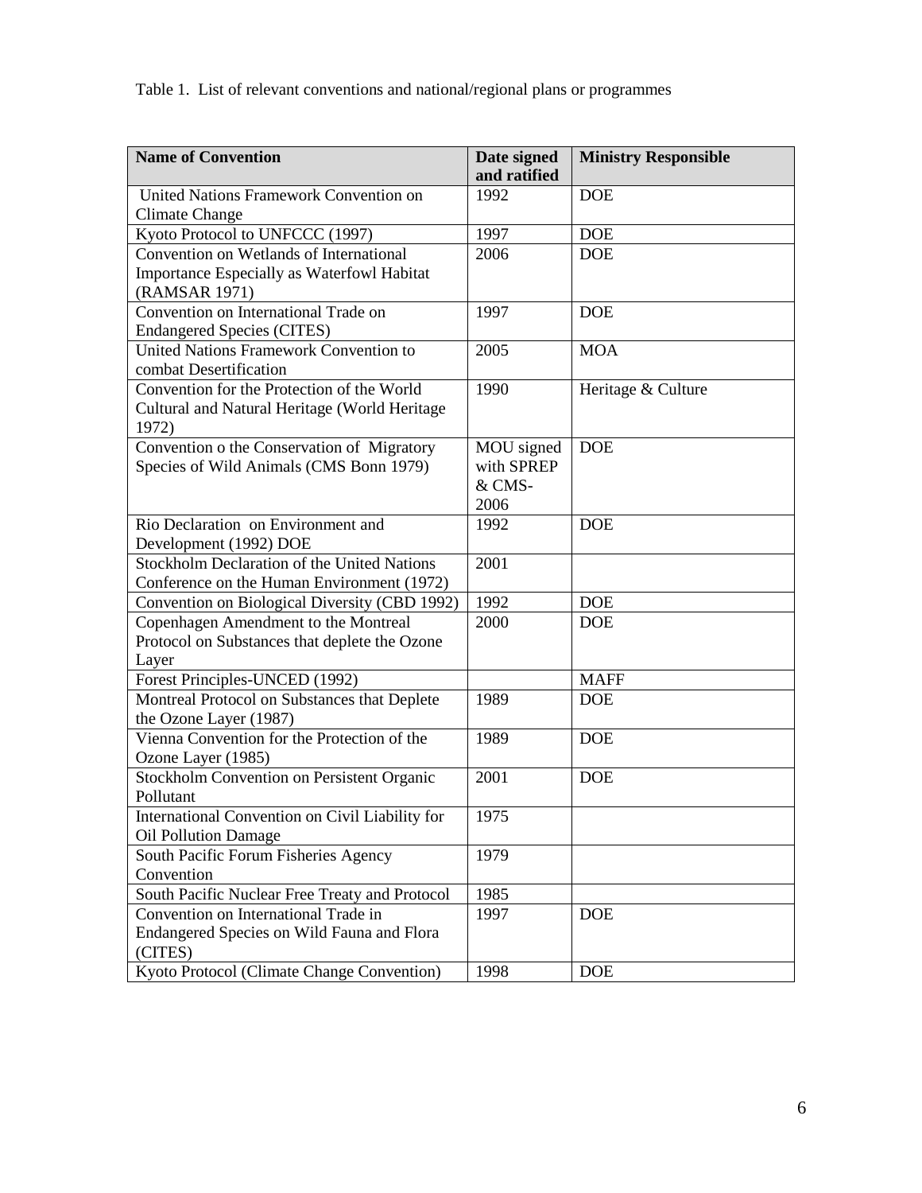Table 1. List of relevant conventions and national/regional plans or programmes

| Name of Convention | Date signed and ratified | Ministry Responsible |
|---|---|---|
| United Nations Framework Convention on Climate Change | 1992 | DOE |
| Kyoto Protocol to UNFCCC (1997) | 1997 | DOE |
| Convention on Wetlands of International Importance Especially as Waterfowl Habitat (RAMSAR 1971) | 2006 | DOE |
| Convention on International Trade on Endangered Species (CITES) | 1997 | DOE |
| United Nations Framework Convention to combat Desertification | 2005 | MOA |
| Convention for the Protection of the World Cultural and Natural Heritage (World Heritage 1972) | 1990 | Heritage & Culture |
| Convention o the Conservation of Migratory Species of Wild Animals (CMS Bonn 1979) | MOU signed with SPREP & CMS-2006 | DOE |
| Rio Declaration on Environment and Development (1992) DOE | 1992 | DOE |
| Stockholm Declaration of the United Nations Conference on the Human Environment (1972) | 2001 | |
| Convention on Biological Diversity (CBD 1992) | 1992 | DOE |
| Copenhagen Amendment to the Montreal Protocol on Substances that deplete the Ozone Layer | 2000 | DOE |
| Forest Principles-UNCED (1992) | | MAFF |
| Montreal Protocol on Substances that Deplete the Ozone Layer (1987) | 1989 | DOE |
| Vienna Convention for the Protection of the Ozone Layer (1985) | 1989 | DOE |
| Stockholm Convention on Persistent Organic Pollutant | 2001 | DOE |
| International Convention on Civil Liability for Oil Pollution Damage | 1975 | |
| South Pacific Forum Fisheries Agency Convention | 1979 | |
| South Pacific Nuclear Free Treaty and Protocol | 1985 | |
| Convention on International Trade in Endangered Species on Wild Fauna and Flora (CITES) | 1997 | DOE |
| Kyoto Protocol (Climate Change Convention) | 1998 | DOE |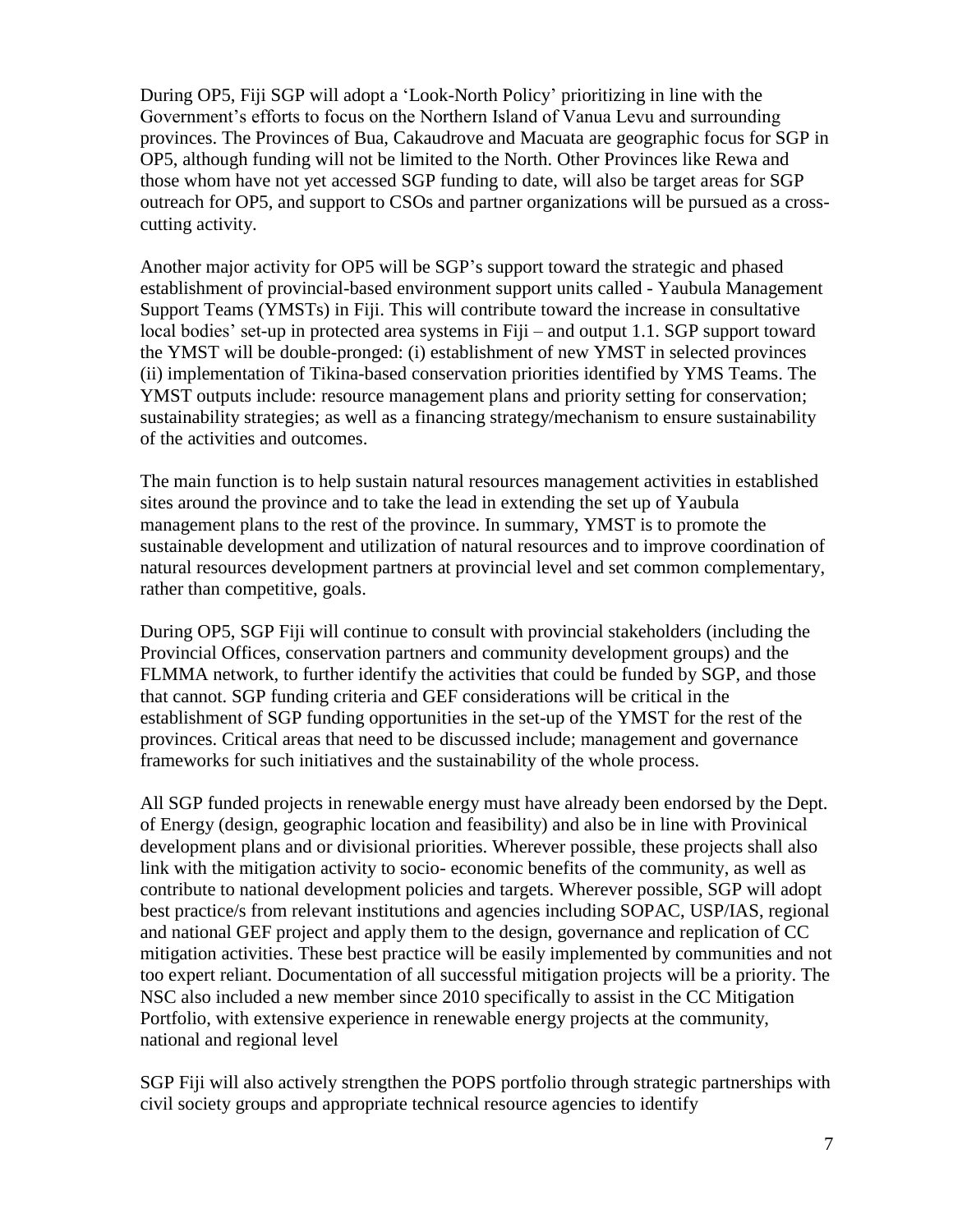During OP5, Fiji SGP will adopt a 'Look-North Policy' prioritizing in line with the Government's efforts to focus on the Northern Island of Vanua Levu and surrounding provinces. The Provinces of Bua, Cakaudrove and Macuata are geographic focus for SGP in OP5, although funding will not be limited to the North. Other Provinces like Rewa and those whom have not yet accessed SGP funding to date, will also be target areas for SGP outreach for OP5, and support to CSOs and partner organizations will be pursued as a cross-cutting activity.

Another major activity for OP5 will be SGP's support toward the strategic and phased establishment of provincial-based environment support units called - Yaubula Management Support Teams (YMSTs) in Fiji. This will contribute toward the increase in consultative local bodies' set-up in protected area systems in Fiji – and output 1.1. SGP support toward the YMST will be double-pronged: (i) establishment of new YMST in selected provinces (ii) implementation of Tikina-based conservation priorities identified by YMS Teams. The YMST outputs include: resource management plans and priority setting for conservation; sustainability strategies; as well as a financing strategy/mechanism to ensure sustainability of the activities and outcomes.

The main function is to help sustain natural resources management activities in established sites around the province and to take the lead in extending the set up of Yaubula management plans to the rest of the province. In summary, YMST is to promote the sustainable development and utilization of natural resources and to improve coordination of natural resources development partners at provincial level and set common complementary, rather than competitive, goals.

During OP5, SGP Fiji will continue to consult with provincial stakeholders (including the Provincial Offices, conservation partners and community development groups) and the FLMMA network, to further identify the activities that could be funded by SGP, and those that cannot. SGP funding criteria and GEF considerations will be critical in the establishment of SGP funding opportunities in the set-up of the YMST for the rest of the provinces. Critical areas that need to be discussed include; management and governance frameworks for such initiatives and the sustainability of the whole process.

All SGP funded projects in renewable energy must have already been endorsed by the Dept. of Energy (design, geographic location and feasibility) and also be in line with Provinical development plans and or divisional priorities. Wherever possible, these projects shall also link with the mitigation activity to socio- economic benefits of the community, as well as contribute to national development policies and targets. Wherever possible, SGP will adopt best practice/s from relevant institutions and agencies including SOPAC, USP/IAS, regional and national GEF project and apply them to the design, governance and replication of CC mitigation activities. These best practice will be easily implemented by communities and not too expert reliant. Documentation of all successful mitigation projects will be a priority. The NSC also included a new member since 2010 specifically to assist in the CC Mitigation Portfolio, with extensive experience in renewable energy projects at the community, national and regional level

SGP Fiji will also actively strengthen the POPS portfolio through strategic partnerships with civil society groups and appropriate technical resource agencies to identify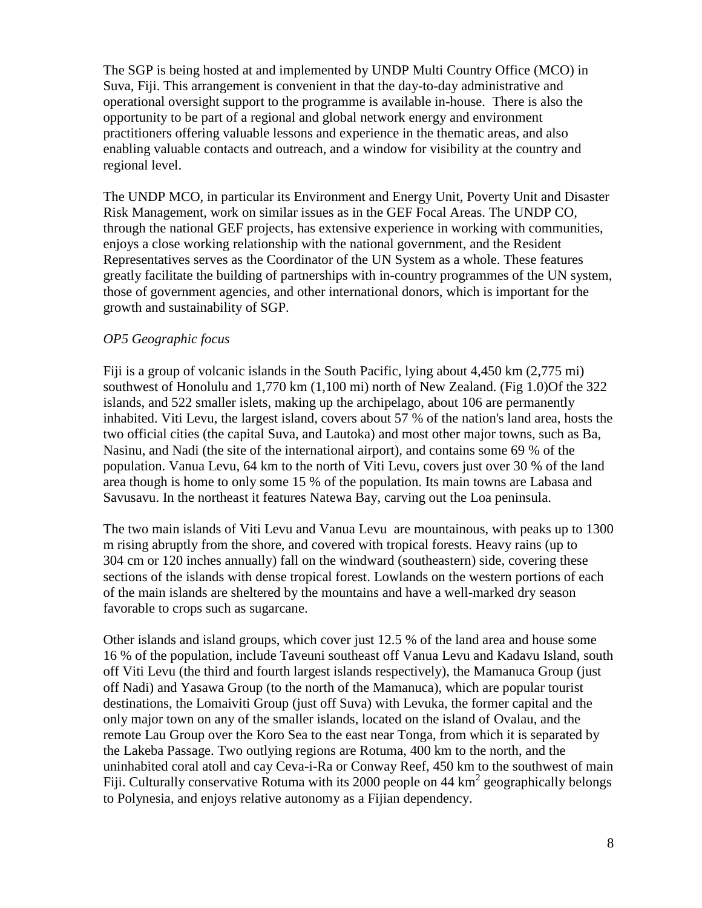The SGP is being hosted at and implemented by UNDP Multi Country Office (MCO) in Suva, Fiji. This arrangement is convenient in that the day-to-day administrative and operational oversight support to the programme is available in-house. There is also the opportunity to be part of a regional and global network energy and environment practitioners offering valuable lessons and experience in the thematic areas, and also enabling valuable contacts and outreach, and a window for visibility at the country and regional level.

The UNDP MCO, in particular its Environment and Energy Unit, Poverty Unit and Disaster Risk Management, work on similar issues as in the GEF Focal Areas. The UNDP CO, through the national GEF projects, has extensive experience in working with communities, enjoys a close working relationship with the national government, and the Resident Representatives serves as the Coordinator of the UN System as a whole. These features greatly facilitate the building of partnerships with in-country programmes of the UN system, those of government agencies, and other international donors, which is important for the growth and sustainability of SGP.

*OP5 Geographic focus*

Fiji is a group of volcanic islands in the South Pacific, lying about 4,450 km (2,775 mi) southwest of Honolulu and 1,770 km (1,100 mi) north of New Zealand. (Fig 1.0)Of the 322 islands, and 522 smaller islets, making up the archipelago, about 106 are permanently inhabited. Viti Levu, the largest island, covers about 57 % of the nation's land area, hosts the two official cities (the capital Suva, and Lautoka) and most other major towns, such as Ba, Nasinu, and Nadi (the site of the international airport), and contains some 69 % of the population. Vanua Levu, 64 km to the north of Viti Levu, covers just over 30 % of the land area though is home to only some 15 % of the population. Its main towns are Labasa and Savusavu. In the northeast it features Natewa Bay, carving out the Loa peninsula.

The two main islands of Viti Levu and Vanua Levu are mountainous, with peaks up to 1300 m rising abruptly from the shore, and covered with tropical forests. Heavy rains (up to 304 cm or 120 inches annually) fall on the windward (southeastern) side, covering these sections of the islands with dense tropical forest. Lowlands on the western portions of each of the main islands are sheltered by the mountains and have a well-marked dry season favorable to crops such as sugarcane.

Other islands and island groups, which cover just 12.5 % of the land area and house some 16 % of the population, include Taveuni southeast off Vanua Levu and Kadavu Island, south off Viti Levu (the third and fourth largest islands respectively), the Mamanuca Group (just off Nadi) and Yasawa Group (to the north of the Mamanuca), which are popular tourist destinations, the Lomaiviti Group (just off Suva) with Levuka, the former capital and the only major town on any of the smaller islands, located on the island of Ovalau, and the remote Lau Group over the Koro Sea to the east near Tonga, from which it is separated by the Lakeba Passage. Two outlying regions are Rotuma, 400 km to the north, and the uninhabited coral atoll and cay Ceva-i-Ra or Conway Reef, 450 km to the southwest of main Fiji. Culturally conservative Rotuma with its 2000 people on 44 $km^2$ geographically belongs to Polynesia, and enjoys relative autonomy as a Fijian dependency.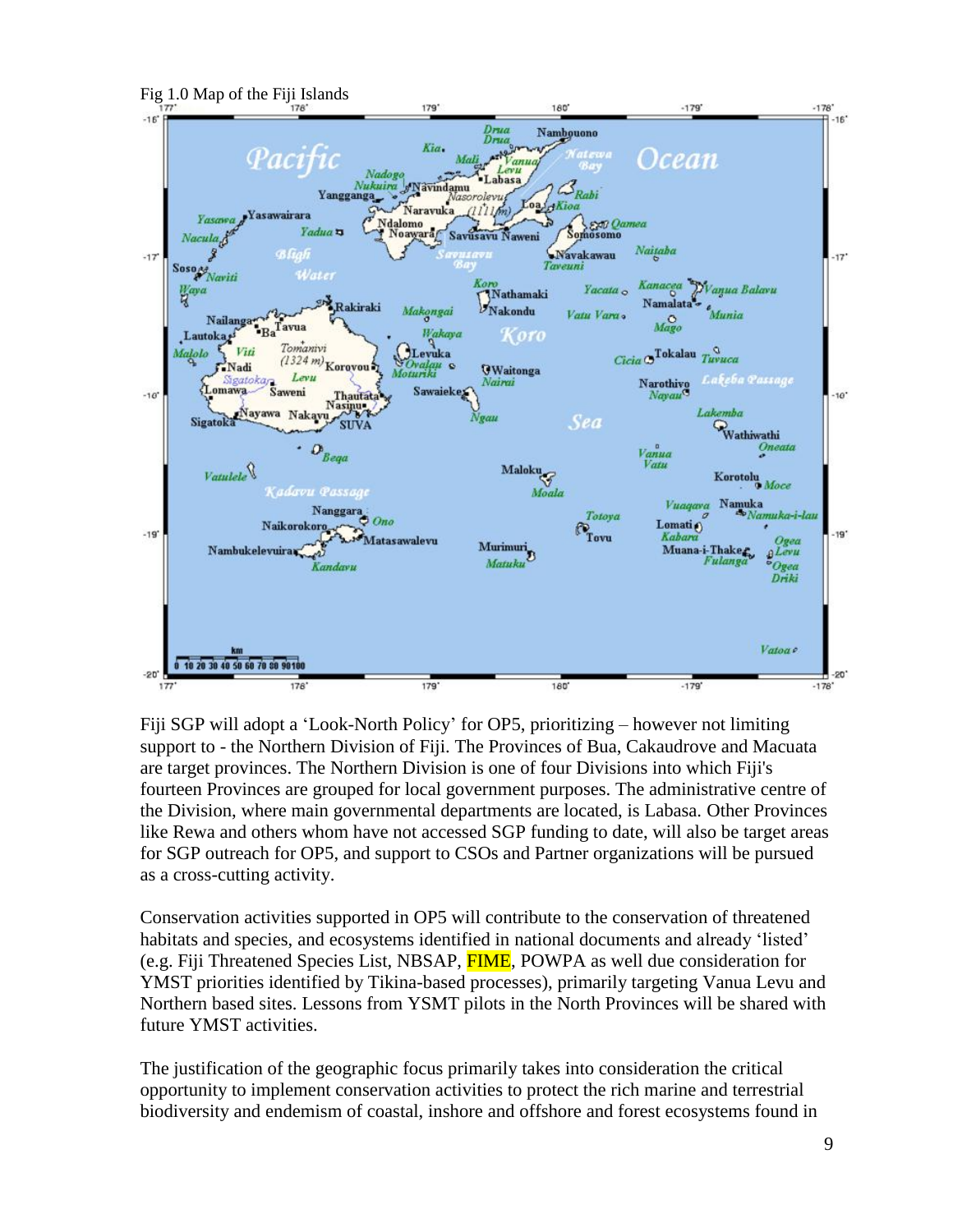Fig 1.0 Map of the Fiji Islands

Fiji SGP will adopt a 'Look-North Policy' for OP5, prioritizing – however not limiting support to - the Northern Division of Fiji. The Provinces of Bua, Cakaudrove and Macuata are target provinces. The Northern Division is one of four Divisions into which Fiji's fourteen Provinces are grouped for local government purposes. The administrative centre of the Division, where main governmental departments are located, is Labasa. Other Provinces like Rewa and others whom have not accessed SGP funding to date, will also be target areas for SGP outreach for OP5, and support to CSOs and Partner organizations will be pursued as a cross-cutting activity.

Conservation activities supported in OP5 will contribute to the conservation of threatened habitats and species, and ecosystems identified in national documents and already 'listed' (e.g. Fiji Threatened Species List, NBSAP, FIME, POWPA as well due consideration for YMST priorities identified by Tikina-based processes), primarily targeting Vanua Levu and Northern based sites. Lessons from YSMT pilots in the North Provinces will be shared with future YMST activities.

The justification of the geographic focus primarily takes into consideration the critical opportunity to implement conservation activities to protect the rich marine and terrestrial biodiversity and endemism of coastal, inshore and offshore and forest ecosystems found in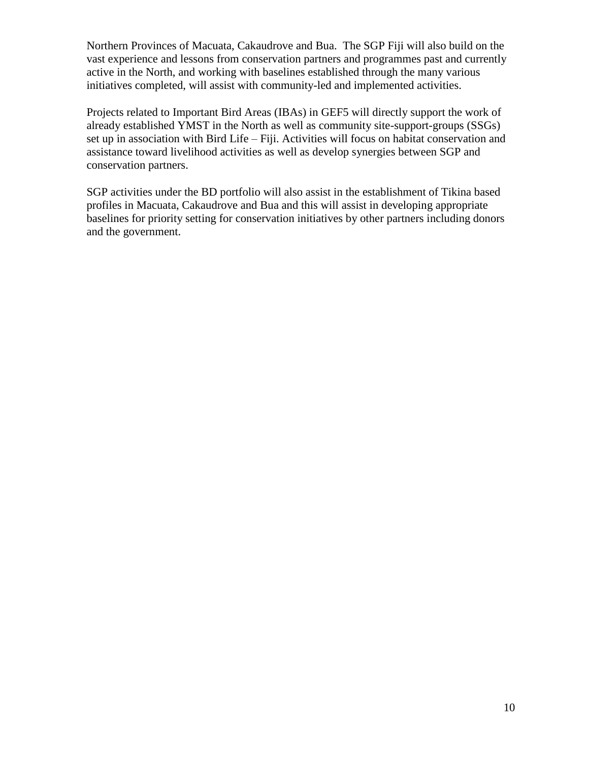Northern Provinces of Macuata, Cakaudrove and Bua. The SGP Fiji will also build on the vast experience and lessons from conservation partners and programmes past and currently active in the North, and working with baselines established through the many various initiatives completed, will assist with community-led and implemented activities.

Projects related to Important Bird Areas (IBAs) in GEF5 will directly support the work of already established YMST in the North as well as community site-support-groups (SSGs) set up in association with Bird Life – Fiji. Activities will focus on habitat conservation and assistance toward livelihood activities as well as develop synergies between SGP and conservation partners.

SGP activities under the BD portfolio will also assist in the establishment of Tikina based profiles in Macuata, Cakaudrove and Bua and this will assist in developing appropriate baselines for priority setting for conservation initiatives by other partners including donors and the government.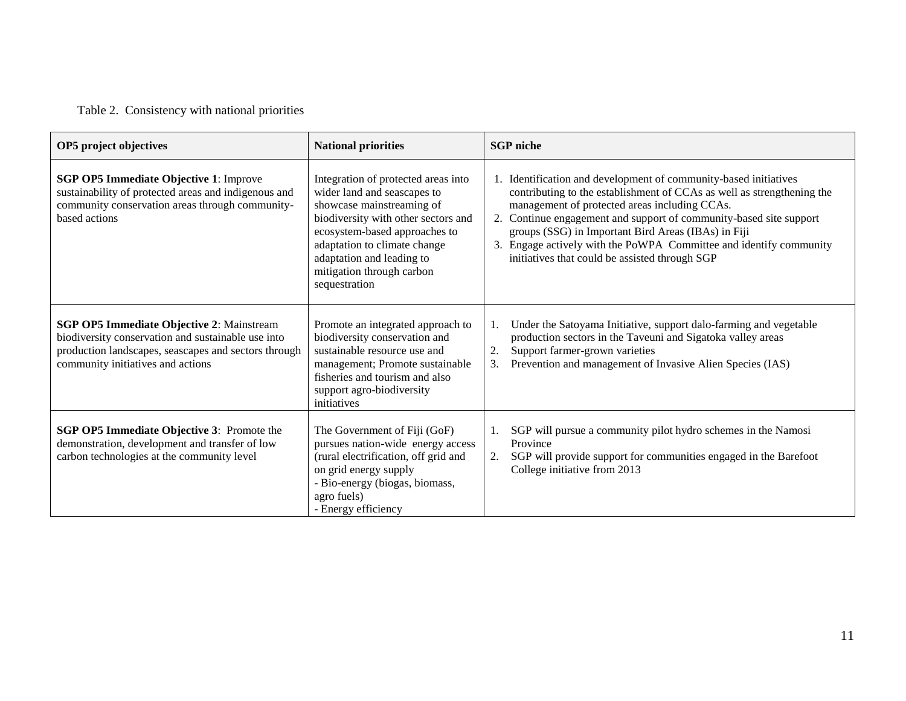Table 2. Consistency with national priorities

| OP5 project objectives | National priorities | SGP niche |
|---|---|---|
| **SGP OP5 Immediate Objective 1**: Improve sustainability of protected areas and indigenous and community conservation areas through community-based actions | Integration of protected areas into wider land and seascapes to showcase mainstreaming of biodiversity with other sectors and ecosystem-based approaches to adaptation to climate change adaptation and leading to mitigation through carbon sequestration | 1. Identification and development of community-based initiatives contributing to the establishment of CCAs as well as strengthening the management of protected areas including CCAs.<br>2. Continue engagement and support of community-based site support groups (SSG) in Important Bird Areas (IBAs) in Fiji<br>3. Engage actively with the PoWPA Committee and identify community initiatives that could be assisted through SGP |
| **SGP OP5 Immediate Objective 2**: Mainstream biodiversity conservation and sustainable use into production landscapes, seascapes and sectors through community initiatives and actions | Promote an integrated approach to biodiversity conservation and sustainable resource use and management; Promote sustainable fisheries and tourism and also support agro-biodiversity initiatives | 1. Under the Satoyama Initiative, support dalo-farming and vegetable production sectors in the Taveuni and Sigatoka valley areas<br>2. Support farmer-grown varieties<br>3. Prevention and management of Invasive Alien Species (IAS) |
| **SGP OP5 Immediate Objective 3**: Promote the demonstration, development and transfer of low carbon technologies at the community level | The Government of Fiji (GoF) pursues nation-wide energy access (rural electrification, off grid and on grid energy supply<br>- Bio-energy (biogas, biomass, agro fuels)<br>- Energy efficiency | 1. SGP will pursue a community pilot hydro schemes in the Namosi Province<br>2. SGP will provide support for communities engaged in the Barefoot College initiative from 2013 |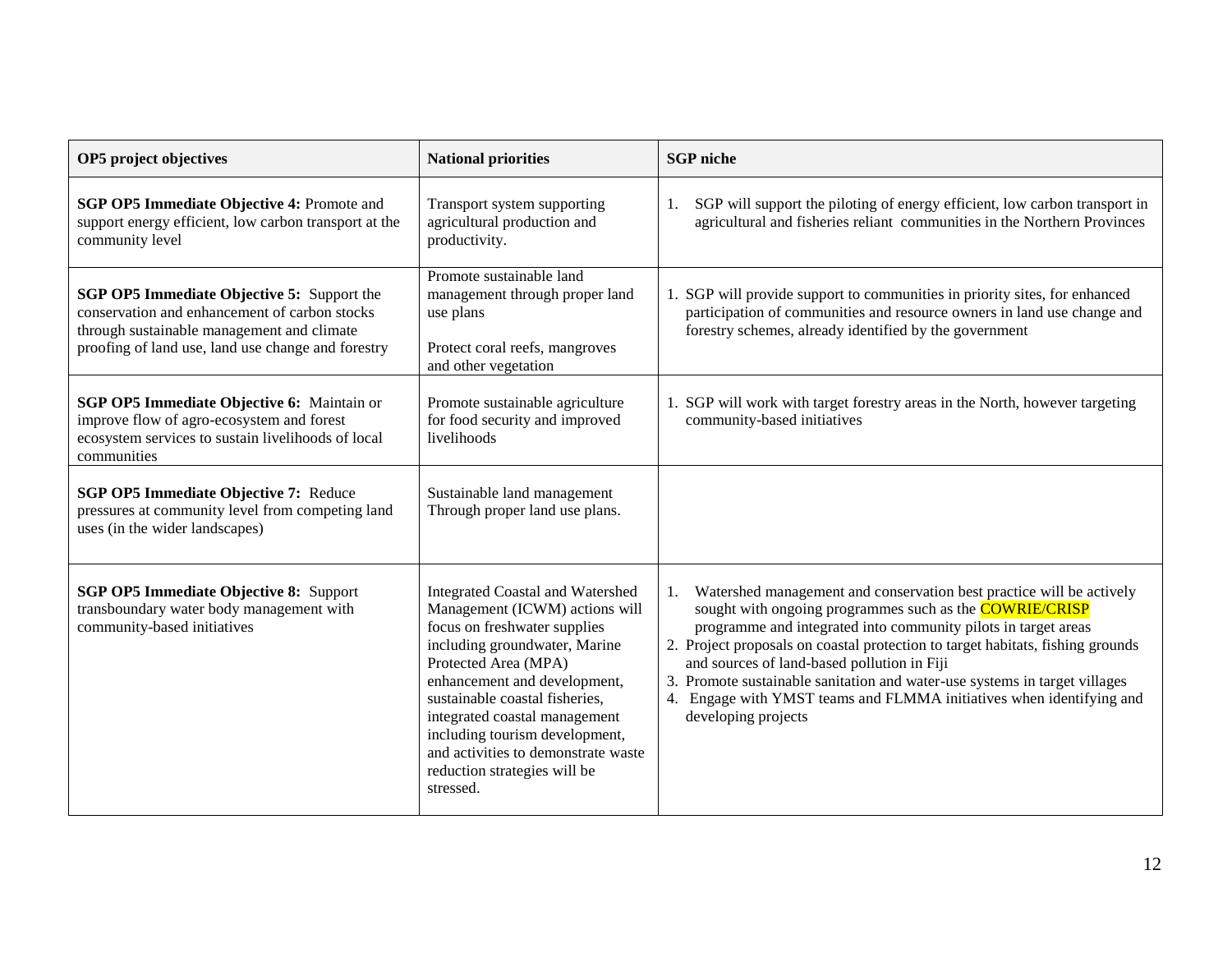| OP5 project objectives | National priorities | SGP niche |
|---|---|---|
| **SGP OP5 Immediate Objective 4:** Promote and support energy efficient, low carbon transport at the community level | Transport system supporting agricultural production and productivity. | 1. SGP will support the piloting of energy efficient, low carbon transport in agricultural and fisheries reliant communities in the Northern Provinces |
| **SGP OP5 Immediate Objective 5:** Support the conservation and enhancement of carbon stocks through sustainable management and climate proofing of land use, land use change and forestry | Promote sustainable land management through proper land use plans<br><br>Protect coral reefs, mangroves and other vegetation | 1. SGP will provide support to communities in priority sites, for enhanced participation of communities and resource owners in land use change and forestry schemes, already identified by the government |
| **SGP OP5 Immediate Objective 6:** Maintain or improve flow of agro-ecosystem and forest ecosystem services to sustain livelihoods of local communities | Promote sustainable agriculture for food security and improved livelihoods | 1. SGP will work with target forestry areas in the North, however targeting community-based initiatives |
| **SGP OP5 Immediate Objective 7:** Reduce pressures at community level from competing land uses (in the wider landscapes) | Sustainable land management Through proper land use plans. | |
| **SGP OP5 Immediate Objective 8:** Support transboundary water body management with community-based initiatives | Integrated Coastal and Watershed Management (ICWM) actions will focus on freshwater supplies including groundwater, Marine Protected Area (MPA) enhancement and development, sustainable coastal fisheries, integrated coastal management including tourism development, and activities to demonstrate waste reduction strategies will be stressed. | 1. Watershed management and conservation best practice will be actively sought with ongoing programmes such as the COWRIE/CRISP programme and integrated into community pilots in target areas<br>2. Project proposals on coastal protection to target habitats, fishing grounds and sources of land-based pollution in Fiji<br>3. Promote sustainable sanitation and water-use systems in target villages<br>4. Engage with YMST teams and FLMMA initiatives when identifying and developing projects |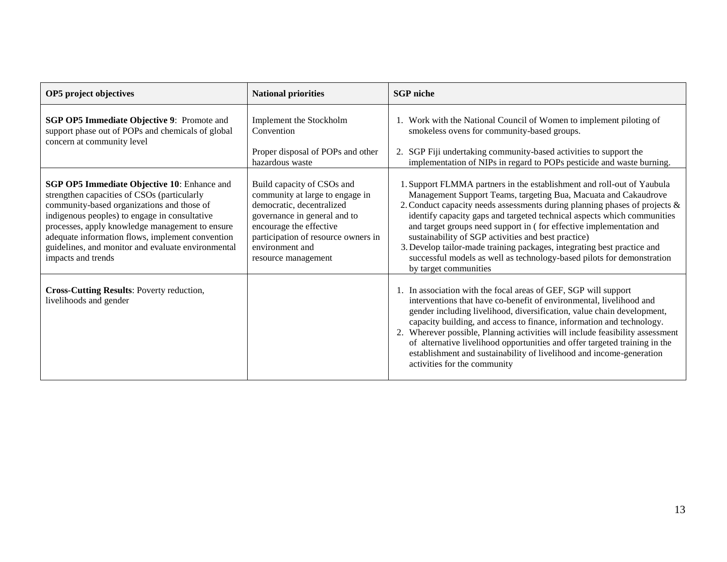| OP5 project objectives | National priorities | SGP niche |
|---|---|---|
| **SGP OP5 Immediate Objective 9**: Promote and support phase out of POPs and chemicals of global concern at community level | Implement the Stockholm Convention<br><br>Proper disposal of POPs and other hazardous waste | 1. Work with the National Council of Women to implement piloting of smokeless ovens for community-based groups.<br><br>2. SGP Fiji undertaking community-based activities to support the implementation of NIPs in regard to POPs pesticide and waste burning. |
| **SGP OP5 Immediate Objective 10**: Enhance and strengthen capacities of CSOs (particularly community-based organizations and those of indigenous peoples) to engage in consultative processes, apply knowledge management to ensure adequate information flows, implement convention guidelines, and monitor and evaluate environmental impacts and trends | Build capacity of CSOs and community at large to engage in democratic, decentralized governance in general and to encourage the effective participation of resource owners in environment and resource management | 1. Support FLMMA partners in the establishment and roll-out of Yaubula Management Support Teams, targeting Bua, Macuata and Cakaudrove<br>2. Conduct capacity needs assessments during planning phases of projects & identify capacity gaps and targeted technical aspects which communities and target groups need support in ( for effective implementation and sustainability of SGP activities and best practice)<br>3. Develop tailor-made training packages, integrating best practice and successful models as well as technology-based pilots for demonstration by target communities |
| **Cross-Cutting Results**: Poverty reduction, livelihoods and gender | | 1. In association with the focal areas of GEF, SGP will support interventions that have co-benefit of environmental, livelihood and gender including livelihood, diversification, value chain development, capacity building, and access to finance, information and technology.<br>2. Wherever possible, Planning activities will include feasibility assessment of alternative livelihood opportunities and offer targeted training in the establishment and sustainability of livelihood and income-generation activities for the community |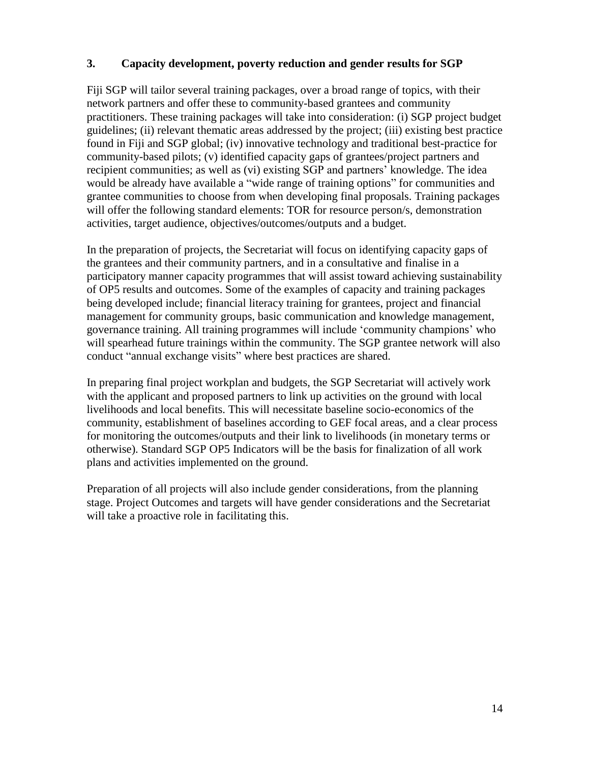### 3. Capacity development, poverty reduction and gender results for SGP

Fiji SGP will tailor several training packages, over a broad range of topics, with their network partners and offer these to community-based grantees and community practitioners. These training packages will take into consideration: (i) SGP project budget guidelines; (ii) relevant thematic areas addressed by the project; (iii) existing best practice found in Fiji and SGP global; (iv) innovative technology and traditional best-practice for community-based pilots; (v) identified capacity gaps of grantees/project partners and recipient communities; as well as (vi) existing SGP and partners' knowledge. The idea would be already have available a "wide range of training options" for communities and grantee communities to choose from when developing final proposals. Training packages will offer the following standard elements: TOR for resource person/s, demonstration activities, target audience, objectives/outcomes/outputs and a budget.

In the preparation of projects, the Secretariat will focus on identifying capacity gaps of the grantees and their community partners, and in a consultative and finalise in a participatory manner capacity programmes that will assist toward achieving sustainability of OP5 results and outcomes. Some of the examples of capacity and training packages being developed include; financial literacy training for grantees, project and financial management for community groups, basic communication and knowledge management, governance training. All training programmes will include 'community champions' who will spearhead future trainings within the community. The SGP grantee network will also conduct "annual exchange visits" where best practices are shared.

In preparing final project workplan and budgets, the SGP Secretariat will actively work with the applicant and proposed partners to link up activities on the ground with local livelihoods and local benefits. This will necessitate baseline socio-economics of the community, establishment of baselines according to GEF focal areas, and a clear process for monitoring the outcomes/outputs and their link to livelihoods (in monetary terms or otherwise). Standard SGP OP5 Indicators will be the basis for finalization of all work plans and activities implemented on the ground.

Preparation of all projects will also include gender considerations, from the planning stage. Project Outcomes and targets will have gender considerations and the Secretariat will take a proactive role in facilitating this.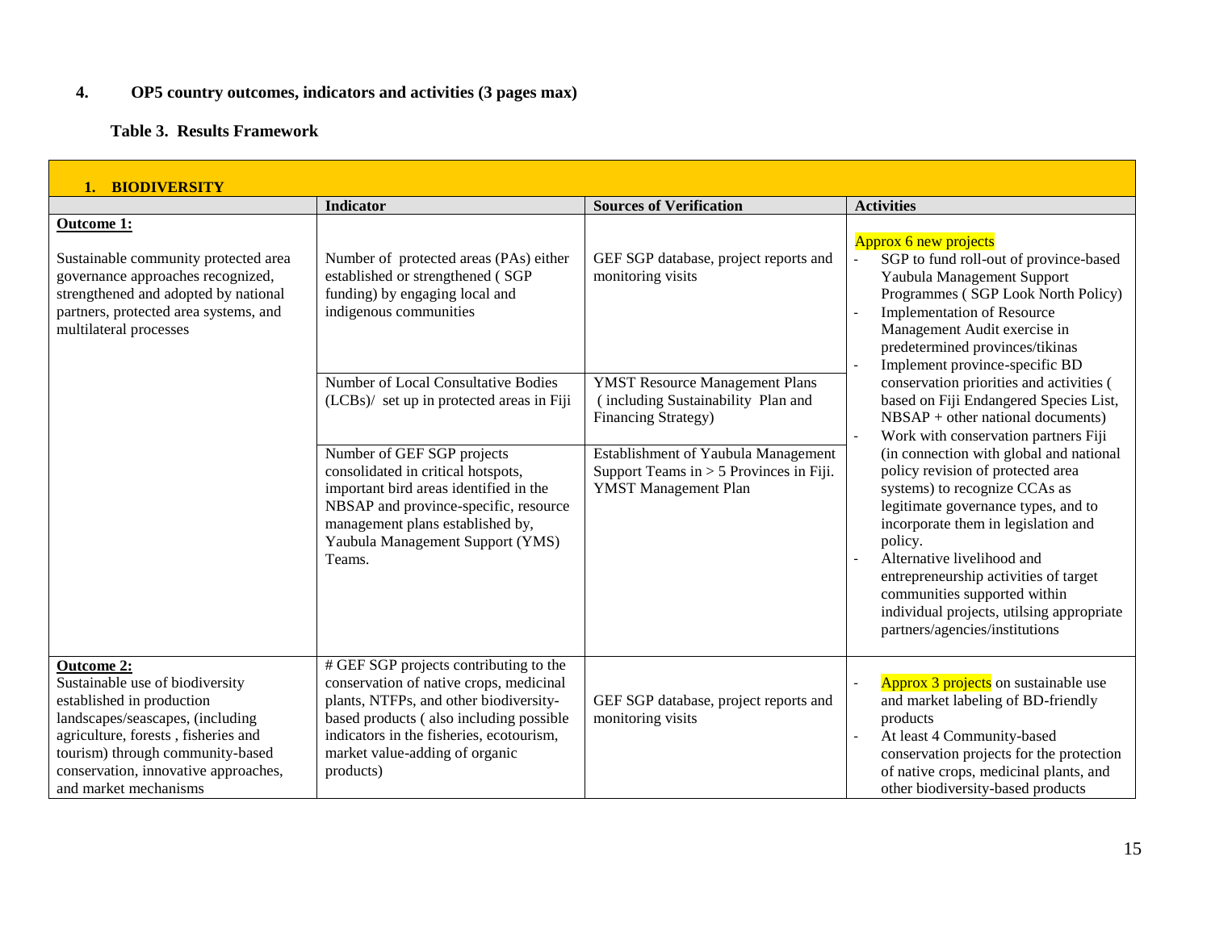## 4. OP5 country outcomes, indicators and activities (3 pages max)

**Table 3. Results Framework**

| **1. BIODIVERSITY** | | | |
|---|---|---|---|
| | **Indicator** | **Sources of Verification** | **Activities** |
| **Outcome 1:**<br><br>Sustainable community protected area governance approaches recognized, strengthened and adopted by national partners, protected area systems, and multilateral processes | Number of protected areas (PAs) either established or strengthened ( SGP funding) by engaging local and indigenous communities | GEF SGP database, project reports and monitoring visits | Approx 6 new projects<br>- SGP to fund roll-out of province-based Yaubula Management Support Programmes ( SGP Look North Policy)<br>- Implementation of Resource Management Audit exercise in predetermined provinces/tikinas<br>- Implement province-specific BD conservation priorities and activities ( based on Fiji Endangered Species List, NBSAP + other national documents)<br>- Work with conservation partners Fiji (in connection with global and national policy revision of protected area systems) to recognize CCAs as legitimate governance types, and to incorporate them in legislation and policy.<br>- Alternative livelihood and entrepreneurship activities of target communities supported within individual projects, utilsing appropriate partners/agencies/institutions |
| | Number of Local Consultative Bodies (LCBs)/ set up in protected areas in Fiji | YMST Resource Management Plans ( including Sustainability Plan and Financing Strategy) | |
| | Number of GEF SGP projects consolidated in critical hotspots, important bird areas identified in the NBSAP and province-specific, resource management plans established by, Yaubula Management Support (YMS) Teams. | Establishment of Yaubula Management Support Teams in > 5 Provinces in Fiji. YMST Management Plan | |
| **Outcome 2:**<br>Sustainable use of biodiversity established in production landscapes/seascapes, (including agriculture, forests , fisheries and tourism) through community-based conservation, innovative approaches, and market mechanisms | # GEF SGP projects contributing to the conservation of native crops, medicinal plants, NTFPs, and other biodiversity-based products ( also including possible indicators in the fisheries, ecotourism, market value-adding of organic products) | GEF SGP database, project reports and monitoring visits | - Approx 3 projects on sustainable use and market labeling of BD-friendly products<br>- At least 4 Community-based conservation projects for the protection of native crops, medicinal plants, and other biodiversity-based products |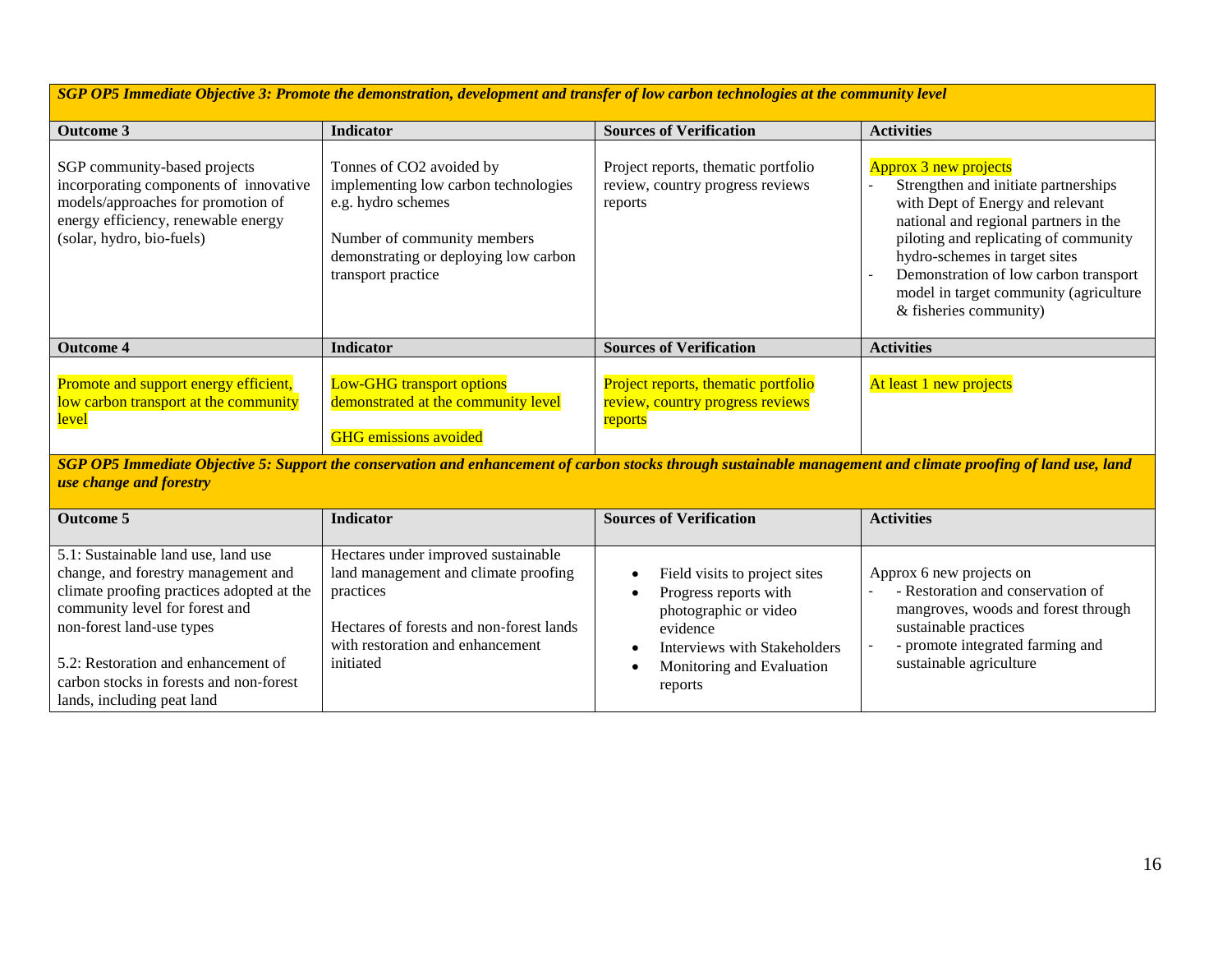| ***SGP OP5 Immediate Objective 3: Promote the demonstration, development and transfer of low carbon technologies at the community level*** | | | |
|---|---|---|---|
| **Outcome 3** | **Indicator** | **Sources of Verification** | **Activities** |
| SGP community-based projects incorporating components of innovative models/approaches for promotion of energy efficiency, renewable energy (solar, hydro, bio-fuels) | Tonnes of $CO_2$ avoided by implementing low carbon technologies e.g. hydro schemes<br><br>Number of community members demonstrating or deploying low carbon transport practice | Project reports, thematic portfolio review, country progress reviews reports | Approx 3 new projects<br>- Strengthen and initiate partnerships with Dept of Energy and relevant national and regional partners in the piloting and replicating of community hydro-schemes in target sites<br>- Demonstration of low carbon transport model in target community (agriculture & fisheries community) |
| **Outcome 4** | **Indicator** | **Sources of Verification** | **Activities** |
| Promote and support energy efficient, low carbon transport at the community level | Low-GHG transport options demonstrated at the community level<br><br>GHG emissions avoided | Project reports, thematic portfolio review, country progress reviews reports | At least 1 new projects |
| ***SGP OP5 Immediate Objective 5: Support the conservation and enhancement of carbon stocks through sustainable management and climate proofing of land use, land use change and forestry*** | | | |
| **Outcome 5** | **Indicator** | **Sources of Verification** | **Activities** |
| 5.1: Sustainable land use, land use change, and forestry management and climate proofing practices adopted at the community level for forest and non-forest land-use types<br><br>5.2: Restoration and enhancement of carbon stocks in forests and non-forest lands, including peat land | Hectares under improved sustainable land management and climate proofing practices<br><br>Hectares of forests and non-forest lands with restoration and enhancement initiated | • Field visits to project sites<br>• Progress reports with photographic or video evidence<br>• Interviews with Stakeholders<br>• Monitoring and Evaluation reports | Approx 6 new projects on<br>- - Restoration and conservation of mangroves, woods and forest through sustainable practices<br>- - promote integrated farming and sustainable agriculture |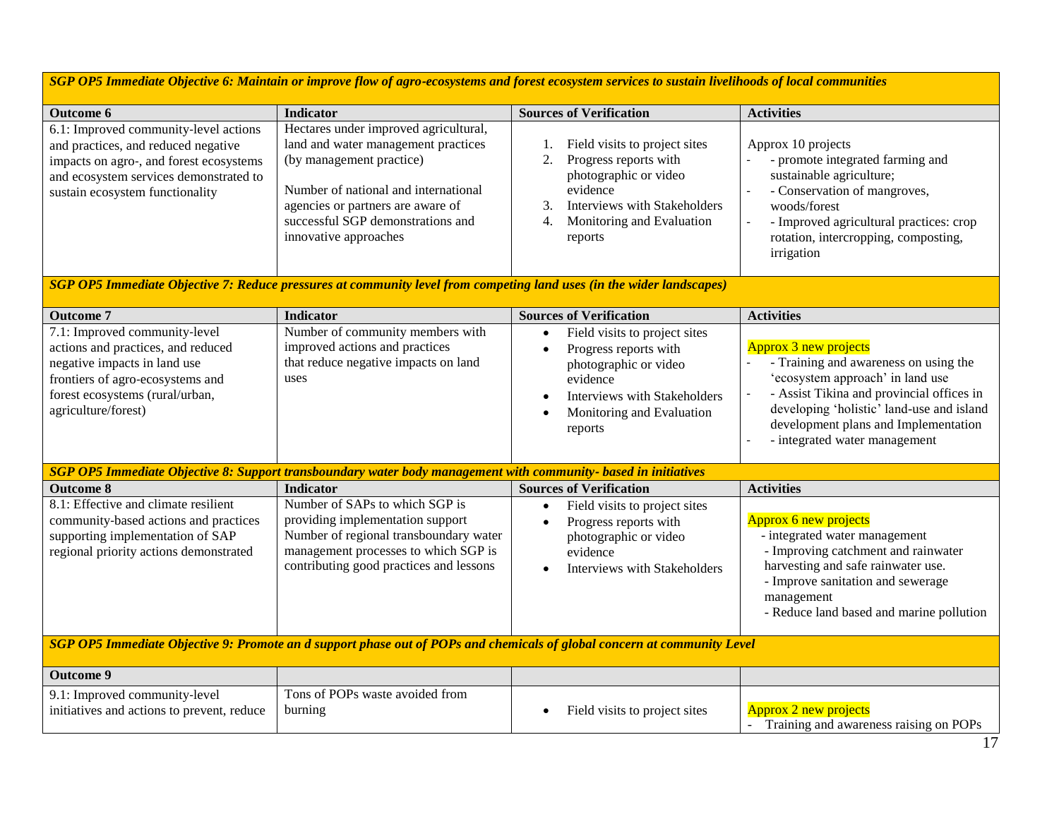| *SGP OP5 Immediate Objective 6: Maintain or improve flow of agro-ecosystems and forest ecosystem services to sustain livelihoods of local communities* | | | |
|---|---|---|---|
| **Outcome 6** | **Indicator** | **Sources of Verification** | **Activities** |
| 6.1: Improved community-level actions and practices, and reduced negative impacts on agro-, and forest ecosystems and ecosystem services demonstrated to sustain ecosystem functionality | Hectares under improved agricultural, land and water management practices (by management practice)<br><br>Number of national and international agencies or partners are aware of successful SGP demonstrations and innovative approaches | 1. Field visits to project sites<br>2. Progress reports with photographic or video evidence<br>3. Interviews with Stakeholders<br>4. Monitoring and Evaluation reports | Approx 10 projects<br>- - promote integrated farming and sustainable agriculture;<br>- - Conservation of mangroves, woods/forest<br>- - Improved agricultural practices: crop rotation, intercropping, composting, irrigation |
| *SGP OP5 Immediate Objective 7: Reduce pressures at community level from competing land uses (in the wider landscapes)* | | | |
| **Outcome 7** | **Indicator** | **Sources of Verification** | **Activities** |
| 7.1: Improved community-level actions and practices, and reduced negative impacts in land use frontiers of agro-ecosystems and forest ecosystems (rural/urban, agriculture/forest) | Number of community members with improved actions and practices that reduce negative impacts on land uses | • Field visits to project sites<br>• Progress reports with photographic or video evidence<br>• Interviews with Stakeholders<br>• Monitoring and Evaluation reports | Approx 3 new projects<br>- - Training and awareness on using the 'ecosystem approach' in land use<br>- - Assist Tikina and provincial offices in developing 'holistic' land-use and island development plans and Implementation<br>- - integrated water management |
| *SGP OP5 Immediate Objective 8: Support transboundary water body management with community- based in initiatives* | | | |
| **Outcome 8** | **Indicator** | **Sources of Verification** | **Activities** |
| 8.1: Effective and climate resilient community-based actions and practices supporting implementation of SAP regional priority actions demonstrated | Number of SAPs to which SGP is providing implementation support<br>Number of regional transboundary water management processes to which SGP is contributing good practices and lessons | • Field visits to project sites<br>• Progress reports with photographic or video evidence<br>• Interviews with Stakeholders | Approx 6 new projects<br>- integrated water management<br>- Improving catchment and rainwater harvesting and safe rainwater use.<br>- Improve sanitation and sewerage management<br>- Reduce land based and marine pollution |
| *SGP OP5 Immediate Objective 9: Promote an d support phase out of POPs and chemicals of global concern at community Level* | | | |
| **Outcome 9** | | | |
| 9.1: Improved community-level initiatives and actions to prevent, reduce | Tons of POPs waste avoided from burning | • Field visits to project sites | Approx 2 new projects<br>- Training and awareness raising on POPs |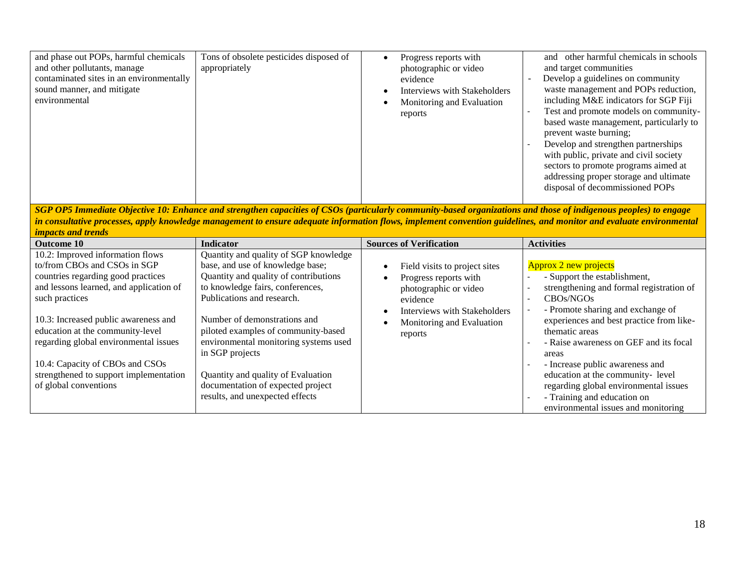| | | | |
|---|---|---|---|
| and phase out POPs, harmful chemicals and other pollutants, manage contaminated sites in an environmentally sound manner, and mitigate environmental | Tons of obsolete pesticides disposed of appropriately | • Progress reports with photographic or video evidence<br>• Interviews with Stakeholders<br>• Monitoring and Evaluation reports | and other harmful chemicals in schools and target communities<br>- Develop a guidelines on community waste management and POPs reduction, including M&E indicators for SGP Fiji<br>- Test and promote models on community-based waste management, particularly to prevent waste burning;<br>- Develop and strengthen partnerships with public, private and civil society sectors to promote programs aimed at addressing proper storage and ultimate disposal of decommissioned POPs |

***SGP OP5 Immediate Objective 10: Enhance and strengthen capacities of CSOs (particularly community-based organizations and those of indigenous peoples) to engage in consultative processes, apply knowledge management to ensure adequate information flows, implement convention guidelines, and monitor and evaluate environmental impacts and trends***

| **Outcome 10** | **Indicator** | **Sources of Verification** | **Activities** |
|---|---|---|---|
| 10.2: Improved information flows to/from CBOs and CSOs in SGP countries regarding good practices and lessons learned, and application of such practices<br><br>10.3: Increased public awareness and education at the community-level regarding global environmental issues<br><br>10.4: Capacity of CBOs and CSOs strengthened to support implementation of global conventions | Quantity and quality of SGP knowledge base, and use of knowledge base; Quantity and quality of contributions to knowledge fairs, conferences, Publications and research.<br><br>Number of demonstrations and piloted examples of community-based environmental monitoring systems used in SGP projects<br><br>Quantity and quality of Evaluation documentation of expected project results, and unexpected effects | • Field visits to project sites<br>• Progress reports with photographic or video evidence<br>• Interviews with Stakeholders<br>• Monitoring and Evaluation reports | Approx 2 new projects<br>- - Support the establishment,<br>- strengthening and formal registration of<br>- CBOs/NGOs<br>- - Promote sharing and exchange of experiences and best practice from like-thematic areas<br>- - Raise awareness on GEF and its focal areas<br>- - Increase public awareness and education at the community- level regarding global environmental issues<br>- - Training and education on environmental issues and monitoring |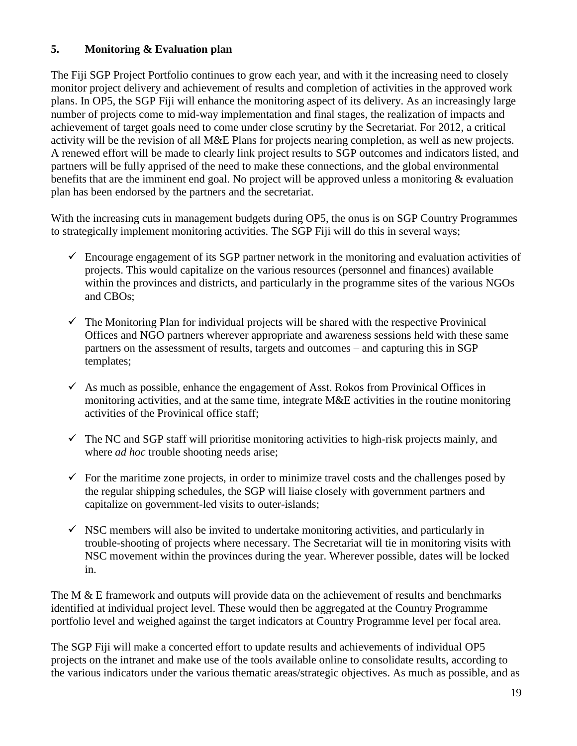## 5. Monitoring & Evaluation plan

The Fiji SGP Project Portfolio continues to grow each year, and with it the increasing need to closely monitor project delivery and achievement of results and completion of activities in the approved work plans. In OP5, the SGP Fiji will enhance the monitoring aspect of its delivery. As an increasingly large number of projects come to mid-way implementation and final stages, the realization of impacts and achievement of target goals need to come under close scrutiny by the Secretariat. For 2012, a critical activity will be the revision of all M&E Plans for projects nearing completion, as well as new projects. A renewed effort will be made to clearly link project results to SGP outcomes and indicators listed, and partners will be fully apprised of the need to make these connections, and the global environmental benefits that are the imminent end goal. No project will be approved unless a monitoring & evaluation plan has been endorsed by the partners and the secretariat.

With the increasing cuts in management budgets during OP5, the onus is on SGP Country Programmes to strategically implement monitoring activities. The SGP Fiji will do this in several ways;

- ✓ Encourage engagement of its SGP partner network in the monitoring and evaluation activities of projects. This would capitalize on the various resources (personnel and finances) available within the provinces and districts, and particularly in the programme sites of the various NGOs and CBOs;
- ✓ The Monitoring Plan for individual projects will be shared with the respective Provinical Offices and NGO partners wherever appropriate and awareness sessions held with these same partners on the assessment of results, targets and outcomes – and capturing this in SGP templates;
- ✓ As much as possible, enhance the engagement of Asst. Rokos from Provinical Offices in monitoring activities, and at the same time, integrate M&E activities in the routine monitoring activities of the Provinical office staff;
- ✓ The NC and SGP staff will prioritise monitoring activities to high-risk projects mainly, and where *ad hoc* trouble shooting needs arise;
- ✓ For the maritime zone projects, in order to minimize travel costs and the challenges posed by the regular shipping schedules, the SGP will liaise closely with government partners and capitalize on government-led visits to outer-islands;
- ✓ NSC members will also be invited to undertake monitoring activities, and particularly in trouble-shooting of projects where necessary. The Secretariat will tie in monitoring visits with NSC movement within the provinces during the year. Wherever possible, dates will be locked in.

The M & E framework and outputs will provide data on the achievement of results and benchmarks identified at individual project level. These would then be aggregated at the Country Programme portfolio level and weighed against the target indicators at Country Programme level per focal area.

The SGP Fiji will make a concerted effort to update results and achievements of individual OP5 projects on the intranet and make use of the tools available online to consolidate results, according to the various indicators under the various thematic areas/strategic objectives. As much as possible, and as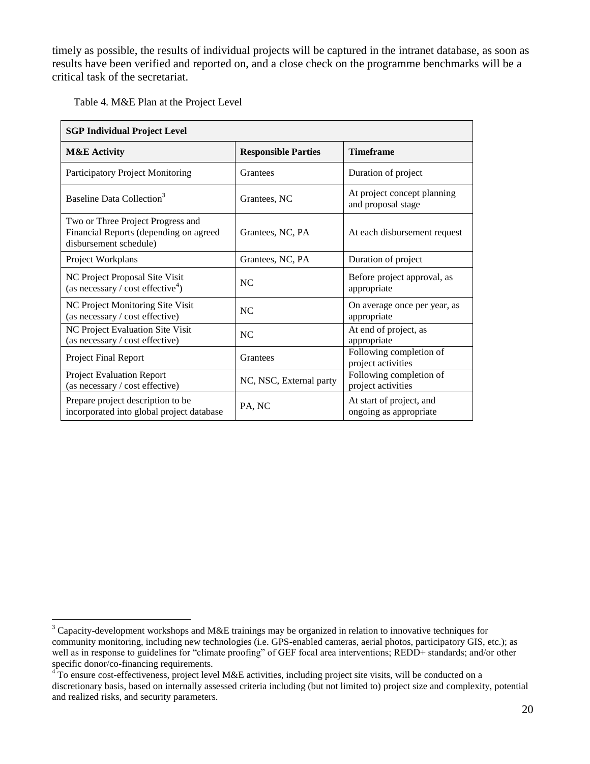timely as possible, the results of individual projects will be captured in the intranet database, as soon as results have been verified and reported on, and a close check on the programme benchmarks will be a critical task of the secretariat.

Table 4. M&E Plan at the Project Level

| SGP Individual Project Level | | |
|---|---|---|
| **M&E Activity** | **Responsible Parties** | **Timeframe** |
| Participatory Project Monitoring | Grantees | Duration of project |
| Baseline Data Collection[3] | Grantees, NC | At project concept planning and proposal stage |
| Two or Three Project Progress and Financial Reports (depending on agreed disbursement schedule) | Grantees, NC, PA | At each disbursement request |
| Project Workplans | Grantees, NC, PA | Duration of project |
| NC Project Proposal Site Visit (as necessary / cost effective[4]) | NC | Before project approval, as appropriate |
| NC Project Monitoring Site Visit (as necessary / cost effective) | NC | On average once per year, as appropriate |
| NC Project Evaluation Site Visit (as necessary / cost effective) | NC | At end of project, as appropriate |
| Project Final Report | Grantees | Following completion of project activities |
| Project Evaluation Report (as necessary / cost effective) | NC, NSC, External party | Following completion of project activities |
| Prepare project description to be incorporated into global project database | PA, NC | At start of project, and ongoing as appropriate |

[3] Capacity-development workshops and M&E trainings may be organized in relation to innovative techniques for community monitoring, including new technologies (i.e. GPS-enabled cameras, aerial photos, participatory GIS, etc.); as well as in response to guidelines for "climate proofing" of GEF focal area interventions; REDD+ standards; and/or other specific donor/co-financing requirements.

[4] To ensure cost-effectiveness, project level M&E activities, including project site visits, will be conducted on a discretionary basis, based on internally assessed criteria including (but not limited to) project size and complexity, potential and realized risks, and security parameters.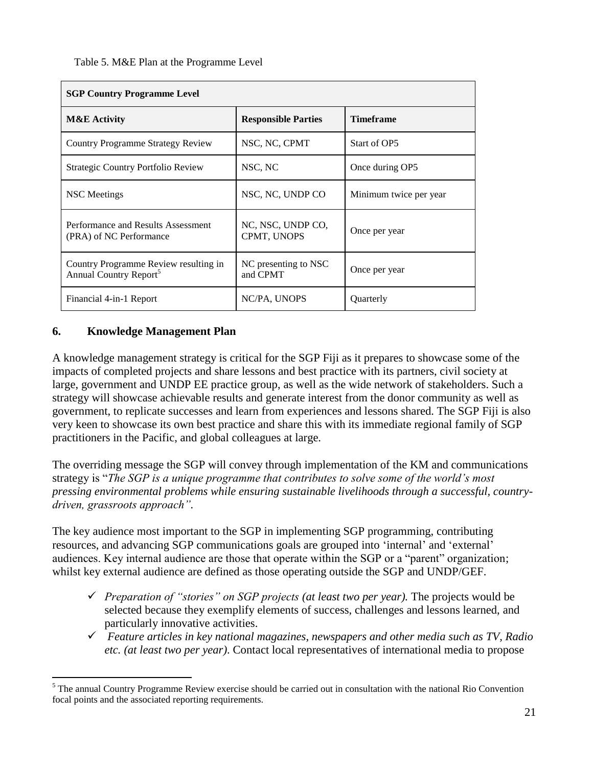Table 5. M&E Plan at the Programme Level

| SGP Country Programme Level | | |
|---|---|---|
| **M&E Activity** | **Responsible Parties** | **Timeframe** |
| Country Programme Strategy Review | NSC, NC, CPMT | Start of OP5 |
| Strategic Country Portfolio Review | NSC, NC | Once during OP5 |
| NSC Meetings | NSC, NC, UNDP CO | Minimum twice per year |
| Performance and Results Assessment (PRA) of NC Performance | NC, NSC, UNDP CO, CPMT, UNOPS | Once per year |
| Country Programme Review resulting in Annual Country Report[5] | NC presenting to NSC and CPMT | Once per year |
| Financial 4-in-1 Report | NC/PA, UNOPS | Quarterly |

## 6. Knowledge Management Plan

A knowledge management strategy is critical for the SGP Fiji as it prepares to showcase some of the impacts of completed projects and share lessons and best practice with its partners, civil society at large, government and UNDP EE practice group, as well as the wide network of stakeholders. Such a strategy will showcase achievable results and generate interest from the donor community as well as government, to replicate successes and learn from experiences and lessons shared. The SGP Fiji is also very keen to showcase its own best practice and share this with its immediate regional family of SGP practitioners in the Pacific, and global colleagues at large.

The overriding message the SGP will convey through implementation of the KM and communications strategy is "*The SGP is a unique programme that contributes to solve some of the world's most pressing environmental problems while ensuring sustainable livelihoods through a successful, country-driven, grassroots approach"*.

The key audience most important to the SGP in implementing SGP programming, contributing resources, and advancing SGP communications goals are grouped into 'internal' and 'external' audiences. Key internal audience are those that operate within the SGP or a "parent" organization; whilst key external audience are defined as those operating outside the SGP and UNDP/GEF.

- ✓ *Preparation of "stories" on SGP projects (at least two per year).* The projects would be selected because they exemplify elements of success, challenges and lessons learned, and particularly innovative activities.
- ✓ *Feature articles in key national magazines, newspapers and other media such as TV, Radio etc. (at least two per year).* Contact local representatives of international media to propose

[5] The annual Country Programme Review exercise should be carried out in consultation with the national Rio Convention focal points and the associated reporting requirements.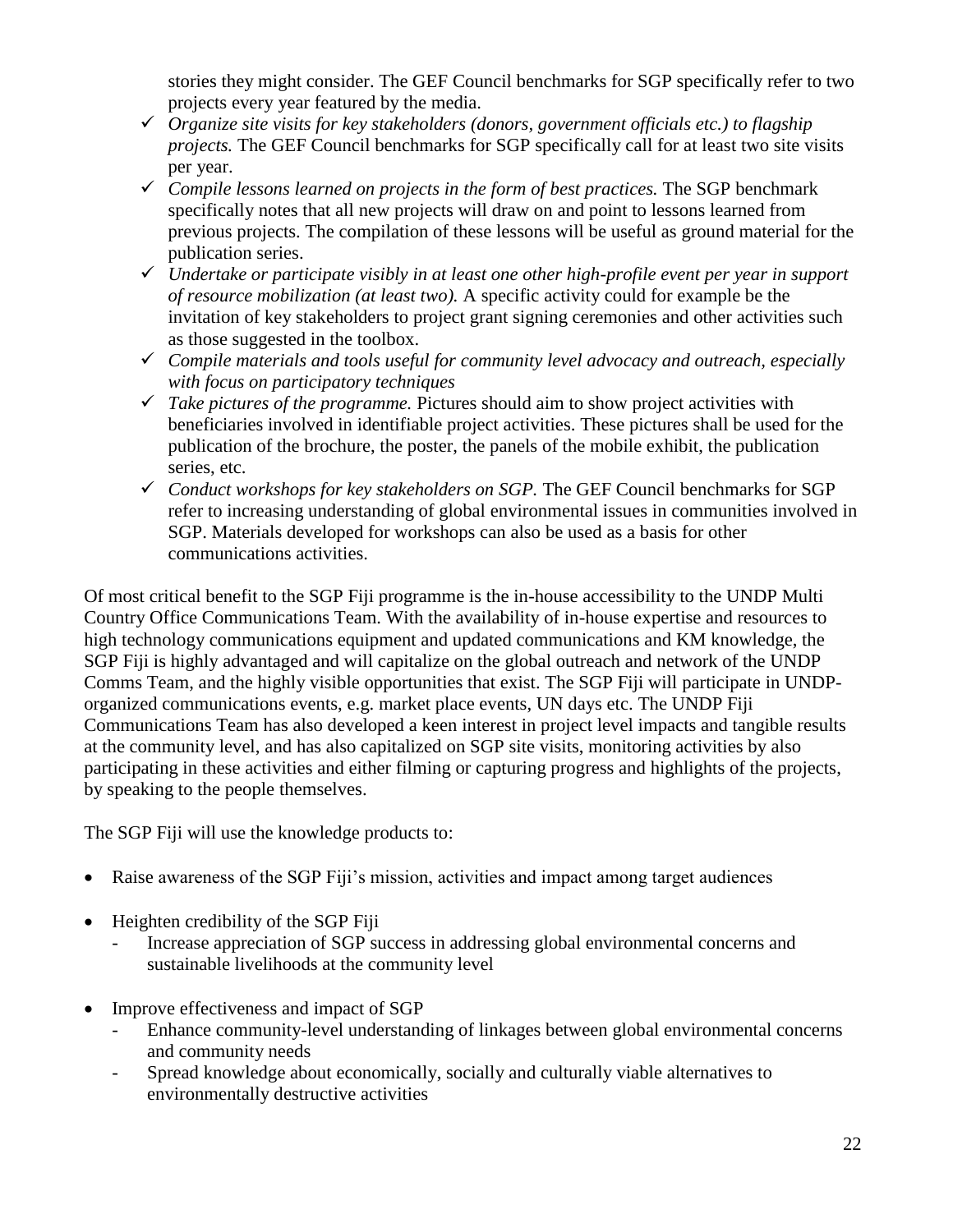stories they might consider. The GEF Council benchmarks for SGP specifically refer to two projects every year featured by the media.

- ✓ *Organize site visits for key stakeholders (donors, government officials etc.) to flagship projects.* The GEF Council benchmarks for SGP specifically call for at least two site visits per year.
- ✓ *Compile lessons learned on projects in the form of best practices.* The SGP benchmark specifically notes that all new projects will draw on and point to lessons learned from previous projects. The compilation of these lessons will be useful as ground material for the publication series.
- ✓ *Undertake or participate visibly in at least one other high-profile event per year in support of resource mobilization (at least two).* A specific activity could for example be the invitation of key stakeholders to project grant signing ceremonies and other activities such as those suggested in the toolbox.
- ✓ *Compile materials and tools useful for community level advocacy and outreach, especially with focus on participatory techniques*
- ✓ *Take pictures of the programme.* Pictures should aim to show project activities with beneficiaries involved in identifiable project activities. These pictures shall be used for the publication of the brochure, the poster, the panels of the mobile exhibit, the publication series, etc.
- ✓ *Conduct workshops for key stakeholders on SGP.* The GEF Council benchmarks for SGP refer to increasing understanding of global environmental issues in communities involved in SGP. Materials developed for workshops can also be used as a basis for other communications activities.

Of most critical benefit to the SGP Fiji programme is the in-house accessibility to the UNDP Multi Country Office Communications Team. With the availability of in-house expertise and resources to high technology communications equipment and updated communications and KM knowledge, the SGP Fiji is highly advantaged and will capitalize on the global outreach and network of the UNDP Comms Team, and the highly visible opportunities that exist. The SGP Fiji will participate in UNDP-organized communications events, e.g. market place events, UN days etc. The UNDP Fiji Communications Team has also developed a keen interest in project level impacts and tangible results at the community level, and has also capitalized on SGP site visits, monitoring activities by also participating in these activities and either filming or capturing progress and highlights of the projects, by speaking to the people themselves.

The SGP Fiji will use the knowledge products to:

- Raise awareness of the SGP Fiji's mission, activities and impact among target audiences
- Heighten credibility of the SGP Fiji
  - Increase appreciation of SGP success in addressing global environmental concerns and sustainable livelihoods at the community level
- Improve effectiveness and impact of SGP
  - Enhance community-level understanding of linkages between global environmental concerns and community needs
  - Spread knowledge about economically, socially and culturally viable alternatives to environmentally destructive activities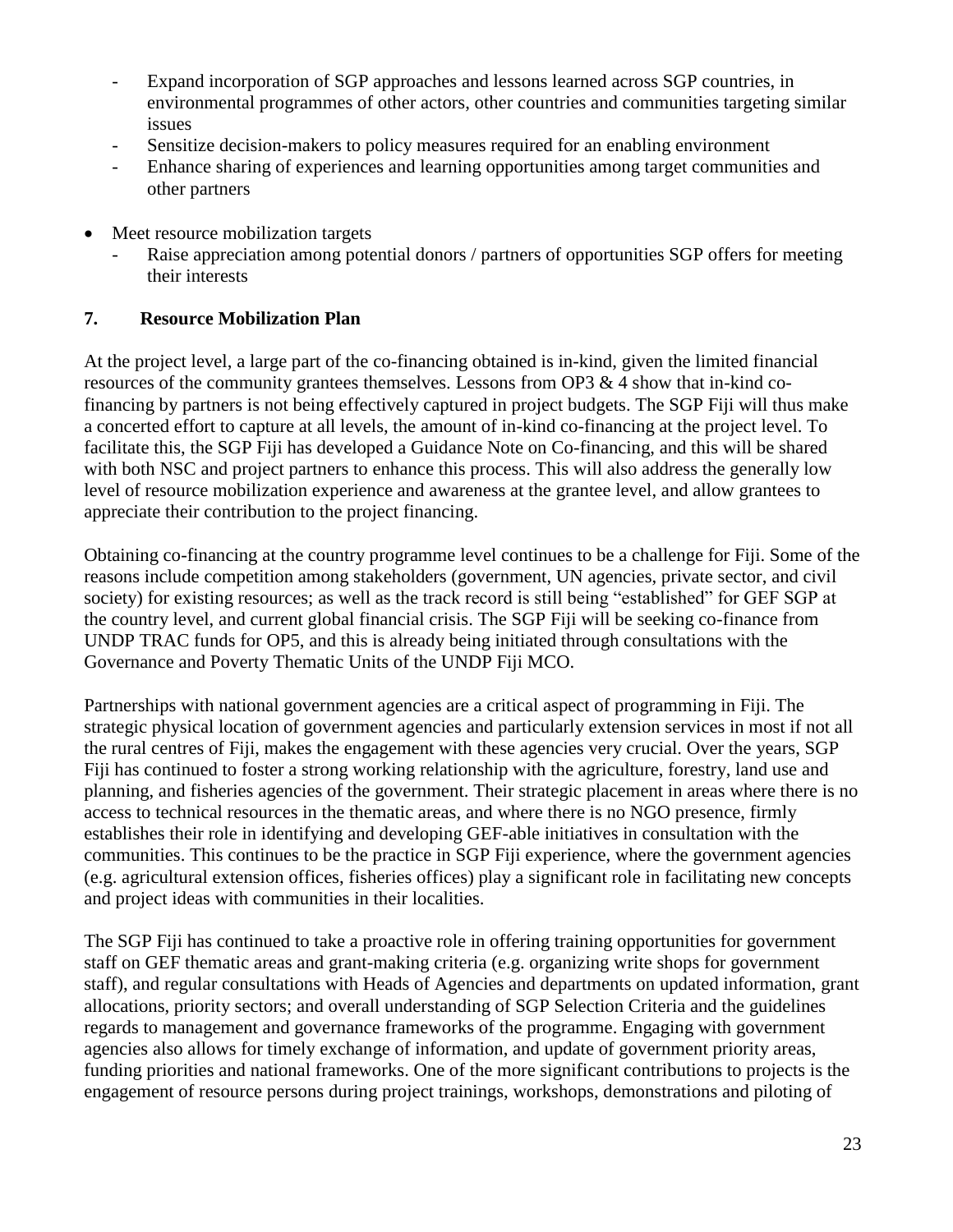- Expand incorporation of SGP approaches and lessons learned across SGP countries, in environmental programmes of other actors, other countries and communities targeting similar issues
- Sensitize decision-makers to policy measures required for an enabling environment
- Enhance sharing of experiences and learning opportunities among target communities and other partners

- Meet resource mobilization targets
  - Raise appreciation among potential donors / partners of opportunities SGP offers for meeting their interests

## 7. Resource Mobilization Plan

At the project level, a large part of the co-financing obtained is in-kind, given the limited financial resources of the community grantees themselves. Lessons from OP3 & 4 show that in-kind co-financing by partners is not being effectively captured in project budgets. The SGP Fiji will thus make a concerted effort to capture at all levels, the amount of in-kind co-financing at the project level. To facilitate this, the SGP Fiji has developed a Guidance Note on Co-financing, and this will be shared with both NSC and project partners to enhance this process. This will also address the generally low level of resource mobilization experience and awareness at the grantee level, and allow grantees to appreciate their contribution to the project financing.

Obtaining co-financing at the country programme level continues to be a challenge for Fiji. Some of the reasons include competition among stakeholders (government, UN agencies, private sector, and civil society) for existing resources; as well as the track record is still being "established" for GEF SGP at the country level, and current global financial crisis. The SGP Fiji will be seeking co-finance from UNDP TRAC funds for OP5, and this is already being initiated through consultations with the Governance and Poverty Thematic Units of the UNDP Fiji MCO.

Partnerships with national government agencies are a critical aspect of programming in Fiji. The strategic physical location of government agencies and particularly extension services in most if not all the rural centres of Fiji, makes the engagement with these agencies very crucial. Over the years, SGP Fiji has continued to foster a strong working relationship with the agriculture, forestry, land use and planning, and fisheries agencies of the government. Their strategic placement in areas where there is no access to technical resources in the thematic areas, and where there is no NGO presence, firmly establishes their role in identifying and developing GEF-able initiatives in consultation with the communities. This continues to be the practice in SGP Fiji experience, where the government agencies (e.g. agricultural extension offices, fisheries offices) play a significant role in facilitating new concepts and project ideas with communities in their localities.

The SGP Fiji has continued to take a proactive role in offering training opportunities for government staff on GEF thematic areas and grant-making criteria (e.g. organizing write shops for government staff), and regular consultations with Heads of Agencies and departments on updated information, grant allocations, priority sectors; and overall understanding of SGP Selection Criteria and the guidelines regards to management and governance frameworks of the programme. Engaging with government agencies also allows for timely exchange of information, and update of government priority areas, funding priorities and national frameworks. One of the more significant contributions to projects is the engagement of resource persons during project trainings, workshops, demonstrations and piloting of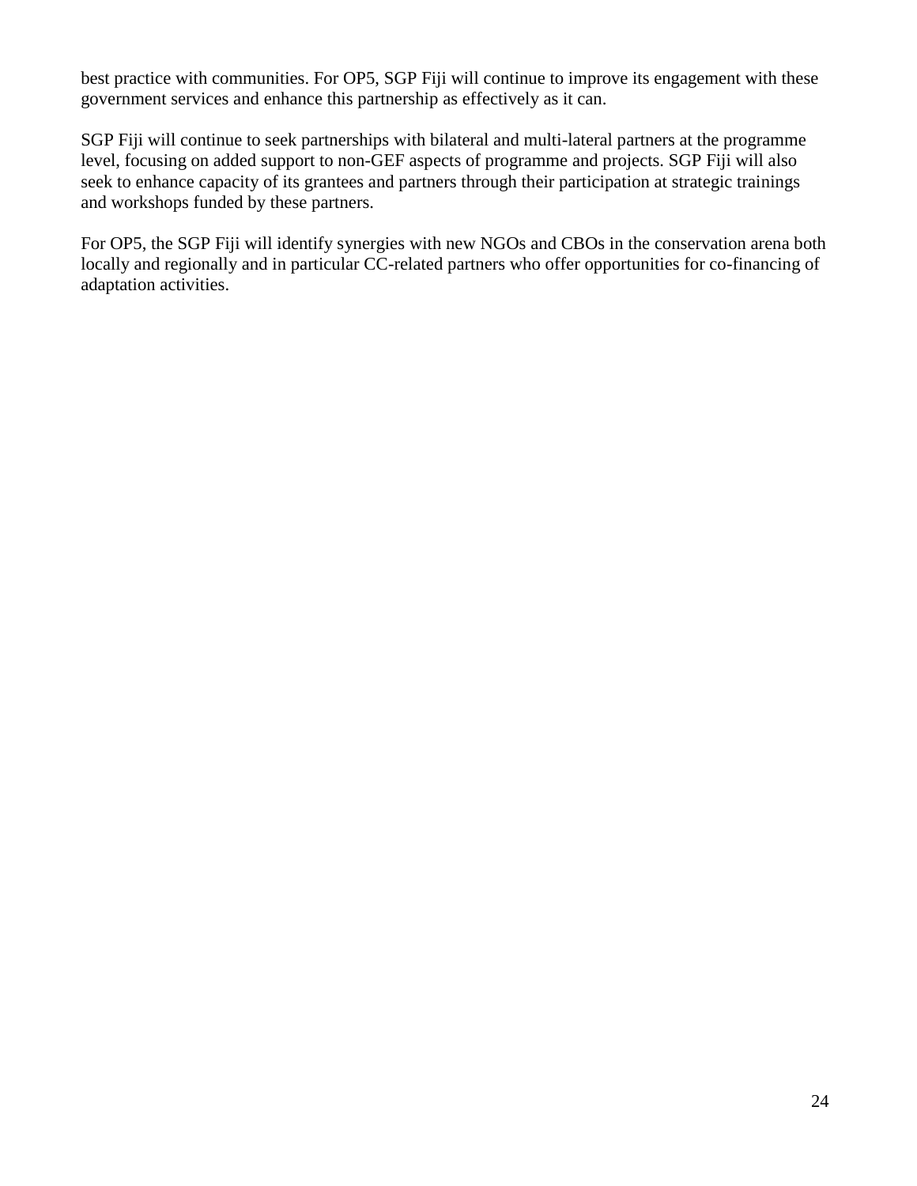best practice with communities. For OP5, SGP Fiji will continue to improve its engagement with these government services and enhance this partnership as effectively as it can.

SGP Fiji will continue to seek partnerships with bilateral and multi-lateral partners at the programme level, focusing on added support to non-GEF aspects of programme and projects. SGP Fiji will also seek to enhance capacity of its grantees and partners through their participation at strategic trainings and workshops funded by these partners.

For OP5, the SGP Fiji will identify synergies with new NGOs and CBOs in the conservation arena both locally and regionally and in particular CC-related partners who offer opportunities for co-financing of adaptation activities.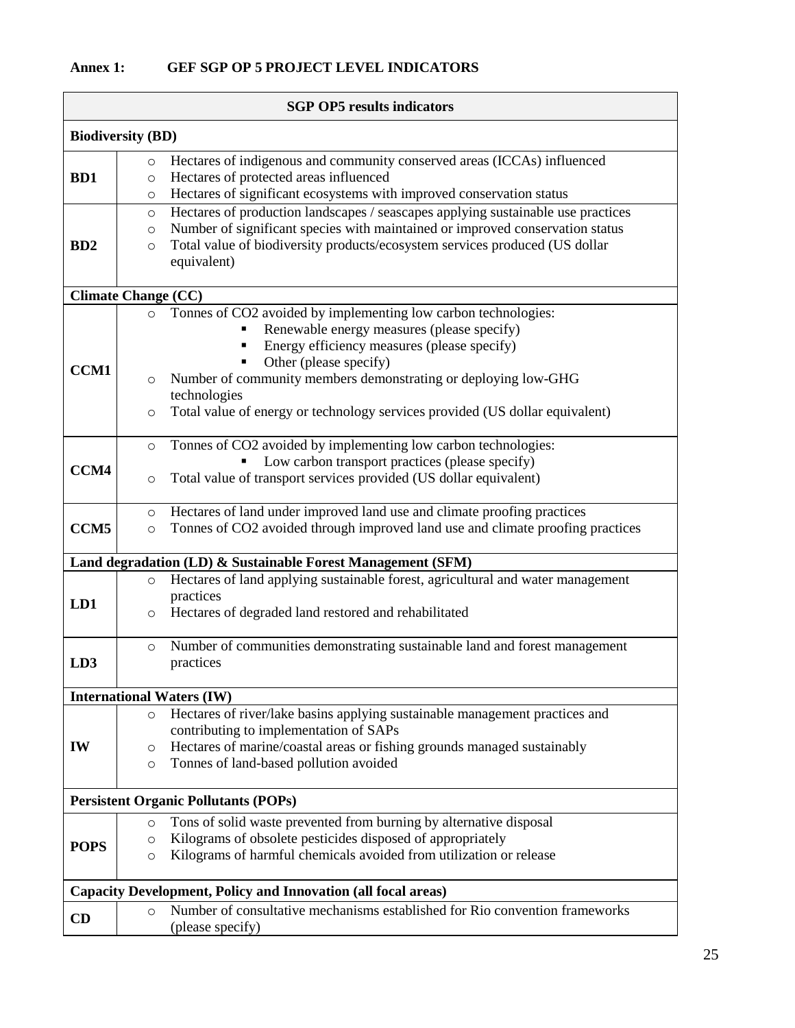**Annex 1: GEF SGP OP 5 PROJECT LEVEL INDICATORS**

| SGP OP5 results indicators | |
|---|---|
| **Biodiversity (BD)** | |
| **BD1** | ○ Hectares of indigenous and community conserved areas (ICCAs) influenced<br>○ Hectares of protected areas influenced<br>○ Hectares of significant ecosystems with improved conservation status |
| **BD2** | ○ Hectares of production landscapes / seascapes applying sustainable use practices<br>○ Number of significant species with maintained or improved conservation status<br>○ Total value of biodiversity products/ecosystem services produced (US dollar equivalent) |
| **Climate Change (CC)** | |
| **CCM1** | ○ Tonnes of $CO_2$ avoided by implementing low carbon technologies:<br>▪ Renewable energy measures (please specify)<br>▪ Energy efficiency measures (please specify)<br>▪ Other (please specify)<br>○ Number of community members demonstrating or deploying low-GHG technologies<br>○ Total value of energy or technology services provided (US dollar equivalent) |
| **CCM4** | ○ Tonnes of $CO_2$ avoided by implementing low carbon technologies:<br>▪ Low carbon transport practices (please specify)<br>○ Total value of transport services provided (US dollar equivalent) |
| **CCM5** | ○ Hectares of land under improved land use and climate proofing practices<br>○ Tonnes of $CO_2$ avoided through improved land use and climate proofing practices |
| **Land degradation (LD) & Sustainable Forest Management (SFM)** | |
| **LD1** | ○ Hectares of land applying sustainable forest, agricultural and water management practices<br>○ Hectares of degraded land restored and rehabilitated |
| **LD3** | ○ Number of communities demonstrating sustainable land and forest management practices |
| **International Waters (IW)** | |
| **IW** | ○ Hectares of river/lake basins applying sustainable management practices and contributing to implementation of SAPs<br>○ Hectares of marine/coastal areas or fishing grounds managed sustainably<br>○ Tonnes of land-based pollution avoided |
| **Persistent Organic Pollutants (POPs)** | |
| **POPS** | ○ Tons of solid waste prevented from burning by alternative disposal<br>○ Kilograms of obsolete pesticides disposed of appropriately<br>○ Kilograms of harmful chemicals avoided from utilization or release |
| **Capacity Development, Policy and Innovation (all focal areas)** | |
| **CD** | ○ Number of consultative mechanisms established for Rio convention frameworks (please specify) |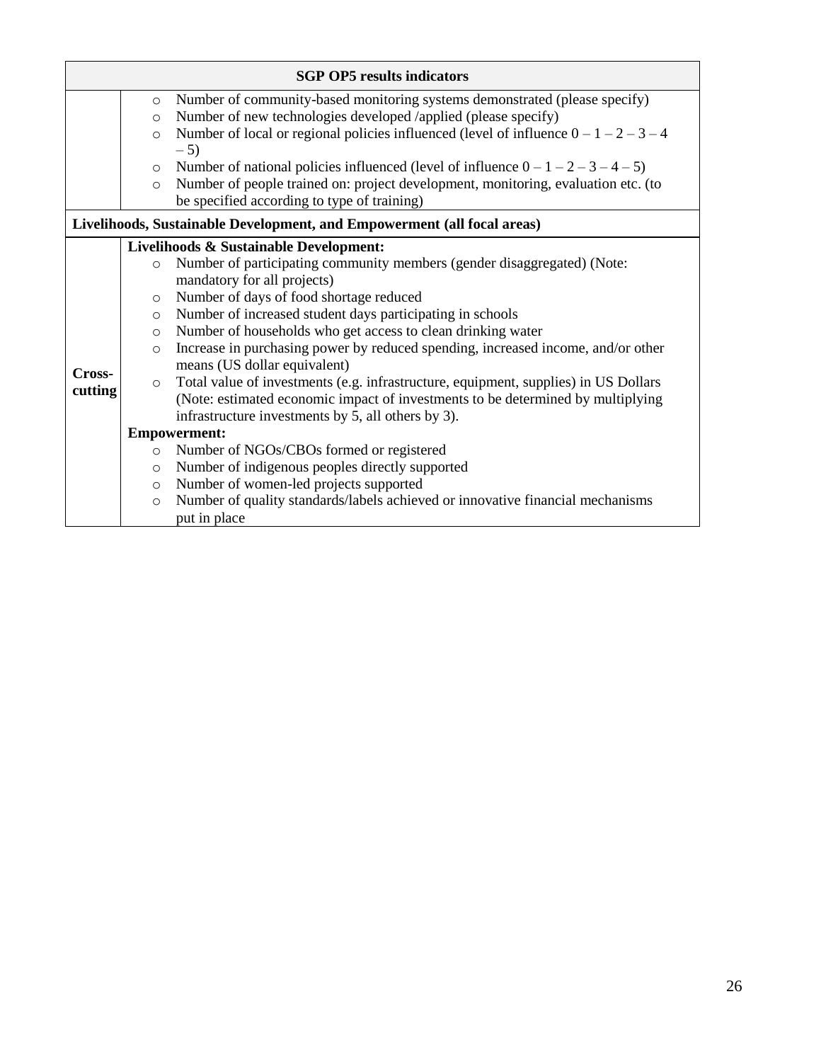| SGP OP5 results indicators | |
|---|---|
| | ○ Number of community-based monitoring systems demonstrated (please specify)<br>○ Number of new technologies developed /applied (please specify)<br>○ Number of local or regional policies influenced (level of influence 0 – 1 – 2 – 3 – 4 – 5)<br>○ Number of national policies influenced (level of influence 0 – 1 – 2 – 3 – 4 – 5)<br>○ Number of people trained on: project development, monitoring, evaluation etc. (to be specified according to type of training) |
| **Livelihoods, Sustainable Development, and Empowerment (all focal areas)** | |
| **Cross-cutting** | **Livelihoods & Sustainable Development:**<br>○ Number of participating community members (gender disaggregated) (Note: mandatory for all projects)<br>○ Number of days of food shortage reduced<br>○ Number of increased student days participating in schools<br>○ Number of households who get access to clean drinking water<br>○ Increase in purchasing power by reduced spending, increased income, and/or other means (US dollar equivalent)<br>○ Total value of investments (e.g. infrastructure, equipment, supplies) in US Dollars (Note: estimated economic impact of investments to be determined by multiplying infrastructure investments by 5, all others by 3).<br>**Empowerment:**<br>○ Number of NGOs/CBOs formed or registered<br>○ Number of indigenous peoples directly supported<br>○ Number of women-led projects supported<br>○ Number of quality standards/labels achieved or innovative financial mechanisms put in place |